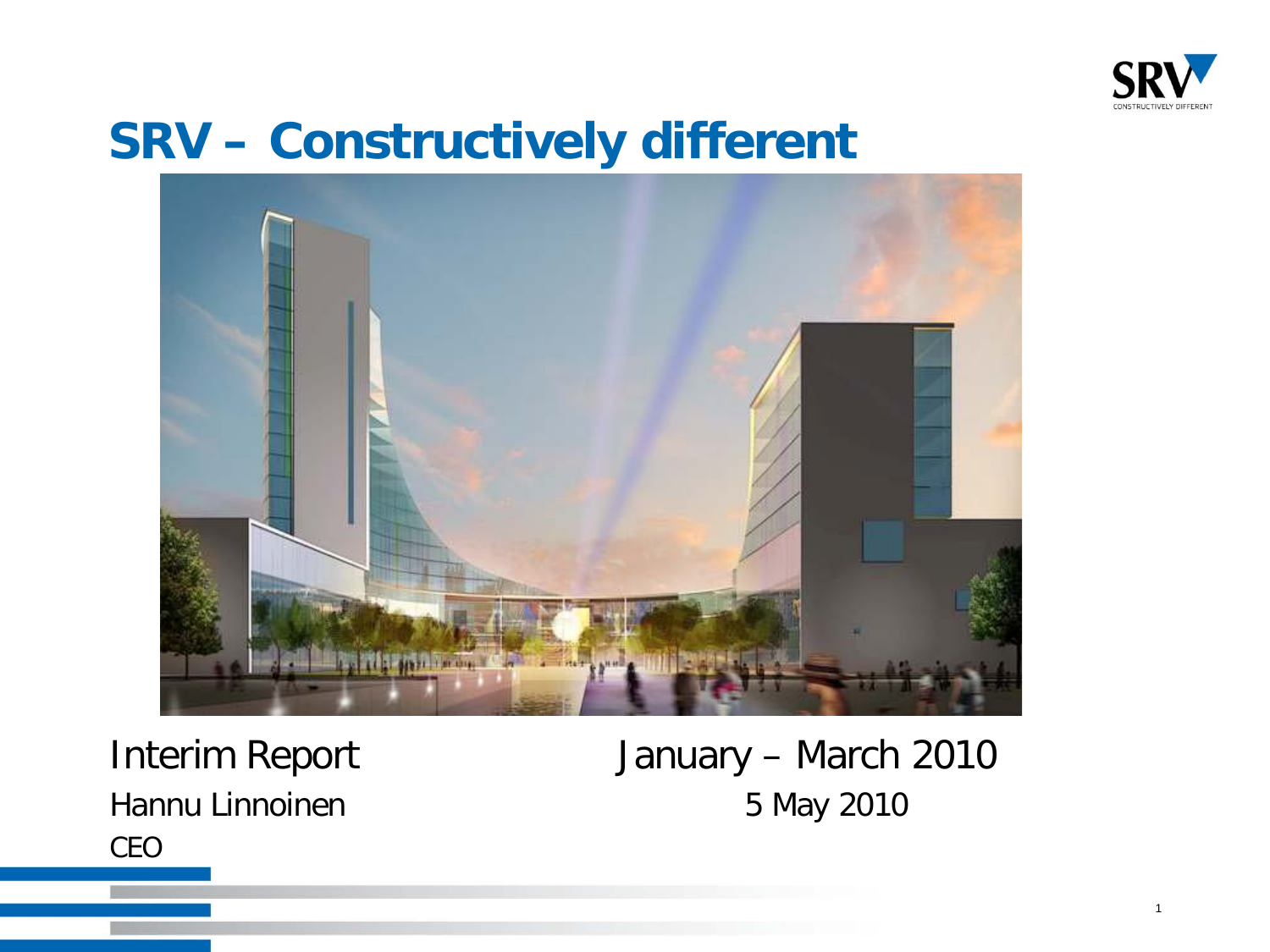# SRV – Constructively different

Interim Report January – March 2010

Hannu Linnoinen 5 May 2010

CEO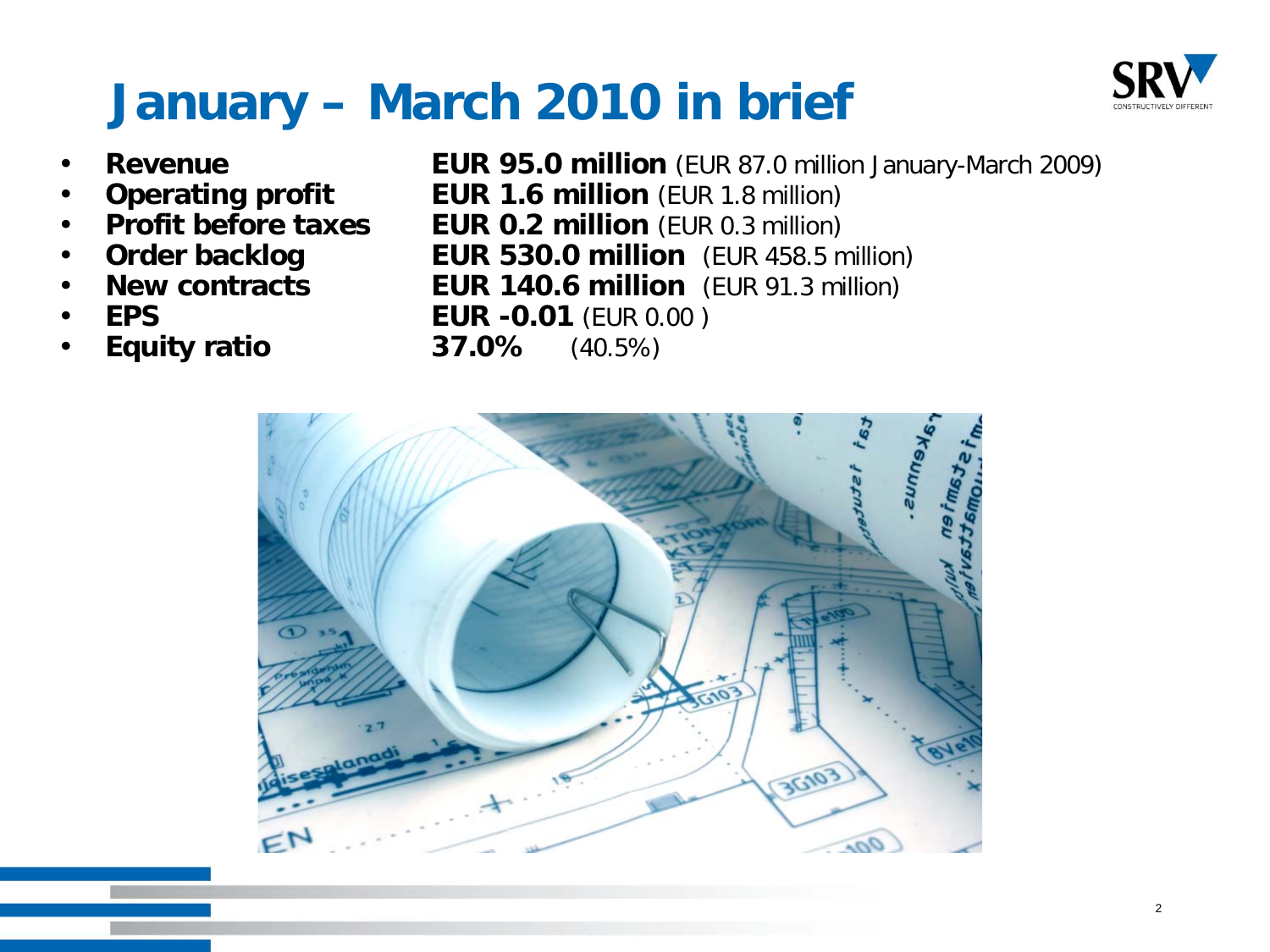# January – March 2010 in brief

- **Revenue** **EUR 95.0 million** (EUR 87.0 million January-March 2009)
- **Operating profit** **EUR 1.6 million** (EUR 1.8 million)
- **Profit before taxes** **EUR 0.2 million** (EUR 0.3 million)
- **Order backlog** **EUR 530.0 million** (EUR 458.5 million)
- **New contracts** **EUR 140.6 million** (EUR 91.3 million)
- **EPS** **EUR -0.01** (EUR 0.00 )
- **Equity ratio** **37.0%** (40.5%)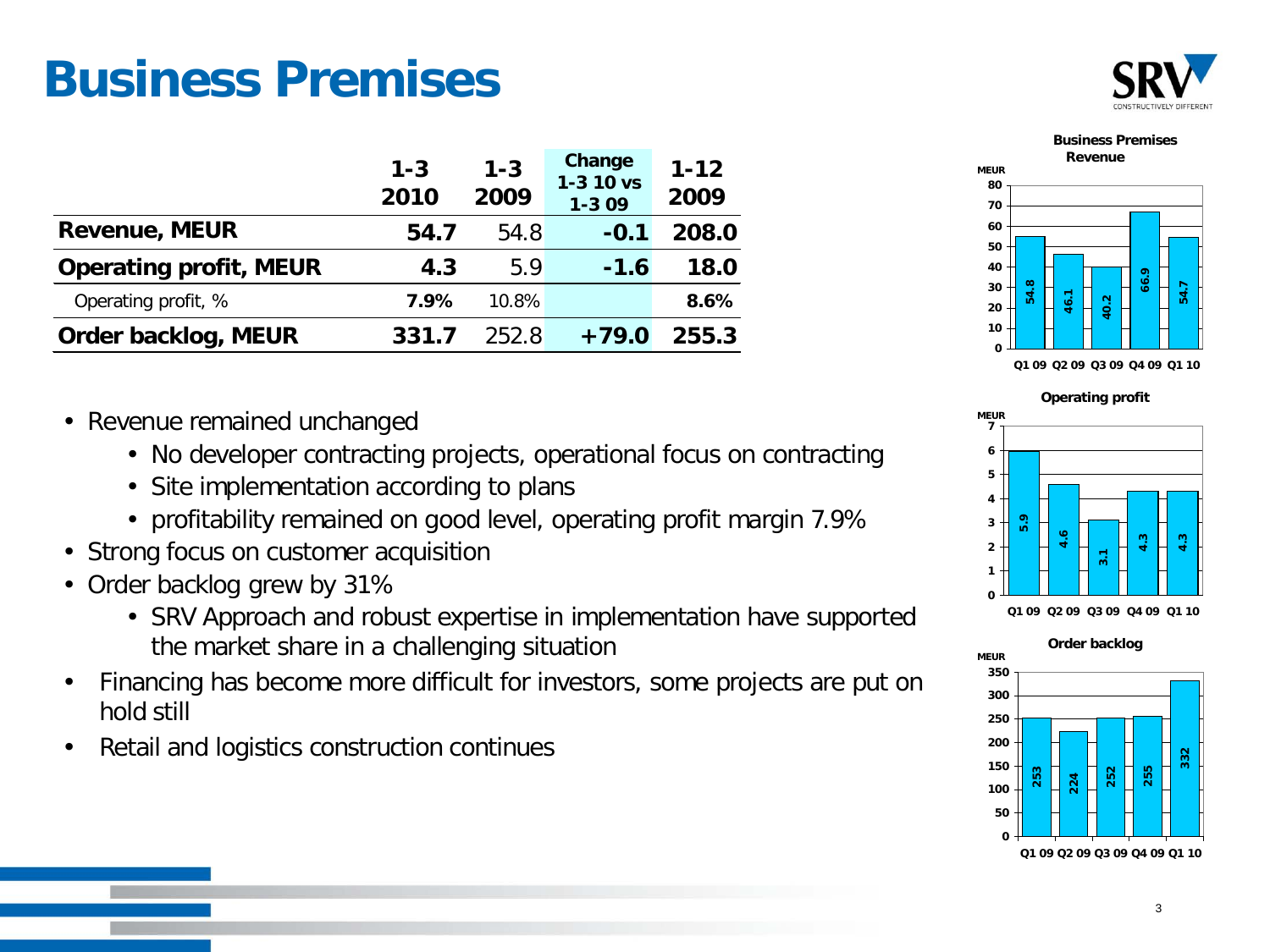# Business Premises

| | 1-3 2010 | 1-3 2009 | Change 1-3 10 vs 1-3 09 | 1-12 2009 |
|---|---|---|---|---|
| **Revenue, MEUR** | **54.7** | 54.8 | **-0.1** | **208.0** |
| **Operating profit, MEUR** | **4.3** | 5.9 | **-1.6** | **18.0** |
| Operating profit, % | **7.9%** | 10.8% | | **8.6%** |
| **Order backlog, MEUR** | **331.7** | 252.8 | **+79.0** | **255.3** |

- Revenue remained unchanged
  - No developer contracting projects, operational focus on contracting
  - Site implementation according to plans
  - profitability remained on good level, operating profit margin 7.9%
- Strong focus on customer acquisition
- Order backlog grew by 31%
  - SRV Approach and robust expertise in implementation have supported the market share in a challenging situation
- Financing has become more difficult for investors, some projects are put on hold still
- Retail and logistics construction continues

**Business Premises Revenue** (MEUR)

| Q1 09 | Q2 09 | Q3 09 | Q4 09 | Q1 10 |
|---|---|---|---|---|
| 54.8 | 46.1 | 40.2 | 66.9 | 54.7 |

**Operating profit** (MEUR)

| Q1 09 | Q2 09 | Q3 09 | Q4 09 | Q1 10 |
|---|---|---|---|---|
| 5.9 | 4.6 | 3.1 | 4.3 | 4.3 |

**Order backlog** (MEUR)

| Q1 09 | Q2 09 | Q3 09 | Q4 09 | Q1 10 |
|---|---|---|---|---|
| 253 | 224 | 252 | 255 | 332 |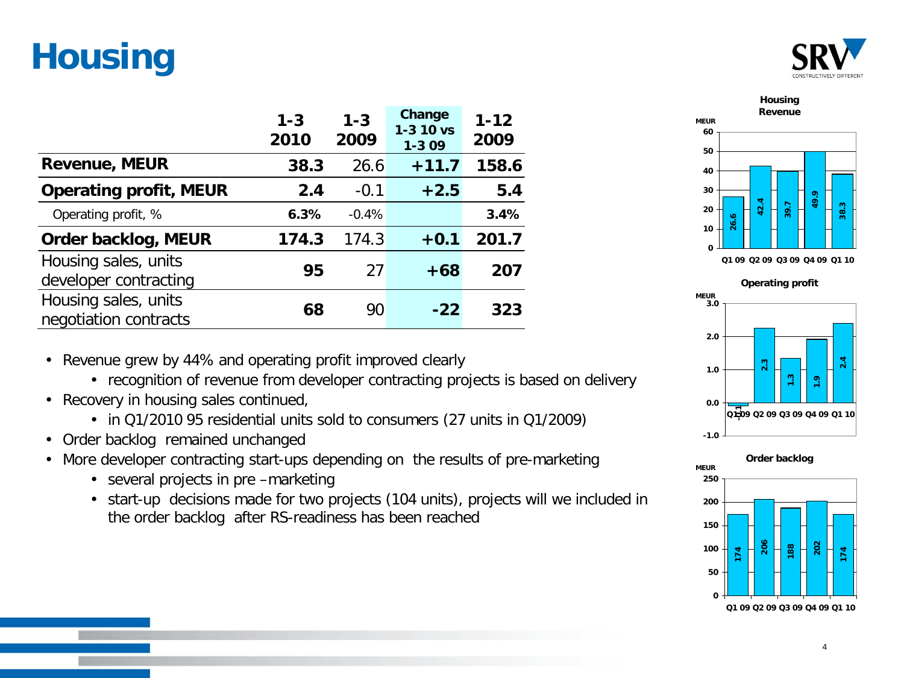# Housing

| | 1-3 2010 | 1-3 2009 | Change 1-3 10 vs 1-3 09 | 1-12 2009 |
|---|---|---|---|---|
| **Revenue, MEUR** | **38.3** | 26.6 | **+11.7** | **158.6** |
| **Operating profit, MEUR** | **2.4** | -0.1 | **+2.5** | **5.4** |
| Operating profit, % | **6.3%** | -0.4% | | **3.4%** |
| **Order backlog, MEUR** | **174.3** | 174.3 | **+0.1** | **201.7** |
| Housing sales, units developer contracting | **95** | 27 | **+68** | **207** |
| Housing sales, units negotiation contracts | **68** | 90 | **-22** | **323** |

- Revenue grew by 44% and operating profit improved clearly
  - recognition of revenue from developer contracting projects is based on delivery
- Recovery in housing sales continued,
  - in Q1/2010 95 residential units sold to consumers (27 units in Q1/2009)
- Order backlog remained unchanged
- More developer contracting start-ups depending on the results of pre-marketing
  - several projects in pre –marketing
  - start-up decisions made for two projects (104 units), projects will we included in the order backlog after RS-readiness has been reached

**Housing Revenue** (MEUR)

| Q1 09 | Q2 09 | Q3 09 | Q4 09 | Q1 10 |
|---|---|---|---|---|
| 26.6 | 42.4 | 39.7 | 49.9 | 38.3 |

**Operating profit** (MEUR)

| Q1 09 | Q2 09 | Q3 09 | Q4 09 | Q1 10 |
|---|---|---|---|---|
| -0.1 | 2.3 | 1.3 | 1.9 | 2.4 |

**Order backlog** (MEUR)

| Q1 09 | Q2 09 | Q3 09 | Q4 09 | Q1 10 |
|---|---|---|---|---|
| 174 | 206 | 188 | 202 | 174 |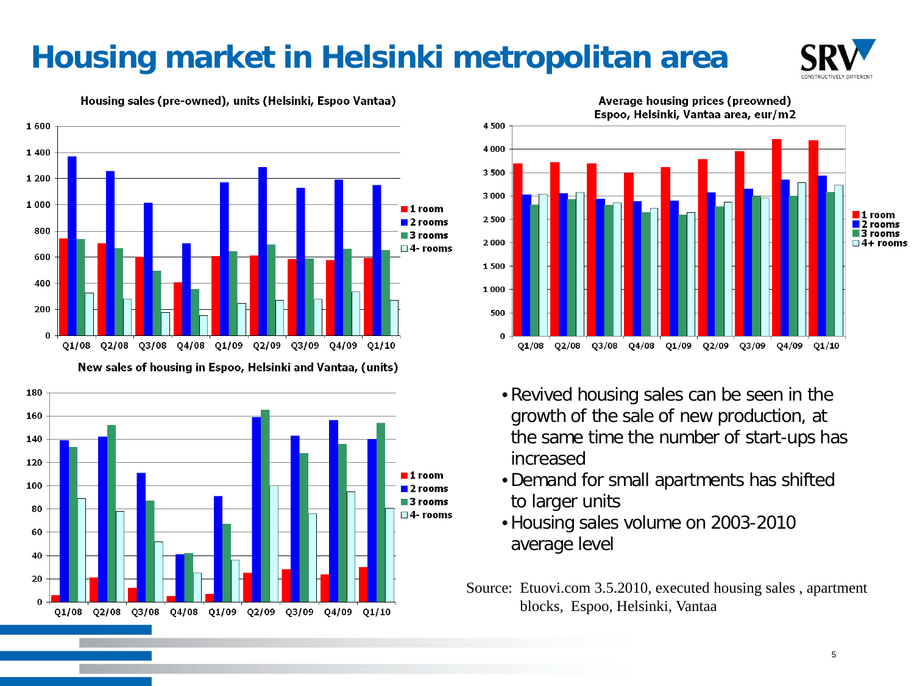# Housing market in Helsinki metropolitan area

Housing sales (pre-owned), units (Helsinki, Espoo Vantaa)

Average housing prices (preowned) Espoo, Helsinki, Vantaa area, eur/m2

New sales of housing in Espoo, Helsinki and Vantaa, (units)

- Revived housing sales can be seen in the growth of the sale of new production, at the same time the number of start-ups has increased
- Demand for small apartments has shifted to larger units
- Housing sales volume on 2003-2010 average level

Source: Etuovi.com 3.5.2010, executed housing sales , apartment blocks, Espoo, Helsinki, Vantaa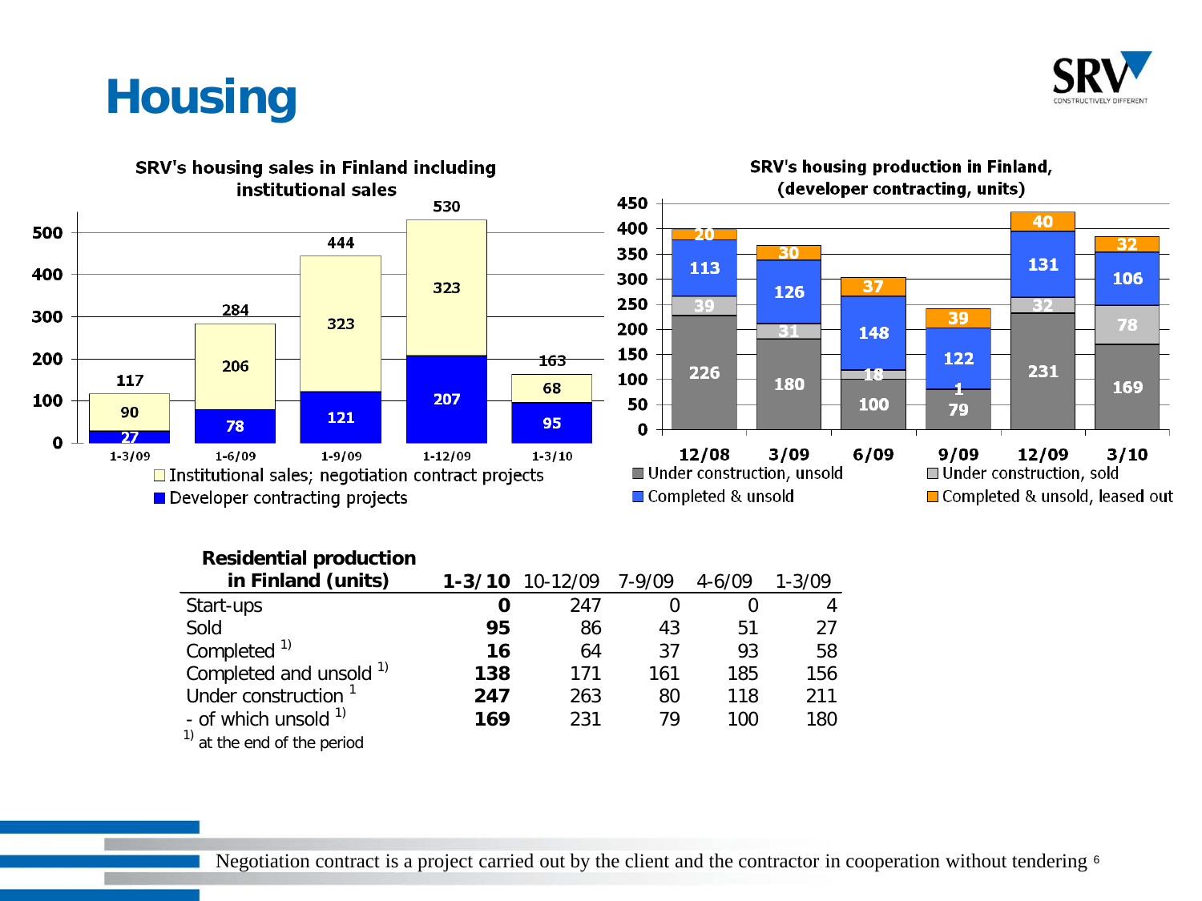# Housing

**SRV's housing sales in Finland including institutional sales**

| | 1-3/09 | 1-6/09 | 1-9/09 | 1-12/09 | 1-3/10 |
|---|---|---|---|---|---|
| Institutional sales; negotiation contract projects | 90 | 206 | 323 | 323 | 68 |
| Developer contracting projects | 27 | 78 | 121 | 207 | 95 |
| Total | 117 | 284 | 444 | 530 | 163 |

**SRV's housing production in Finland, (developer contracting, units)**

| | 12/08 | 3/09 | 6/09 | 9/09 | 12/09 | 3/10 |
|---|---|---|---|---|---|---|
| Under construction, unsold | 226 | 180 | 100 | 79 | 231 | 169 |
| Under construction, sold | 39 | 31 | 18 | 1 | 32 | 78 |
| Completed & unsold | 113 | 126 | 148 | 122 | 131 | 106 |
| Completed & unsold, leased out | 20 | 30 | 37 | 39 | 40 | 32 |

| Residential production in Finland (units) | 1-3/10 | 10-12/09 | 7-9/09 | 4-6/09 | 1-3/09 |
|---|---|---|---|---|---|
| Start-ups | **0** | 247 | 0 | 0 | 4 |
| Sold | **95** | 86 | 43 | 51 | 27 |
| Completed [1] | **16** | 64 | 37 | 93 | 58 |
| Completed and unsold [1] | **138** | 171 | 161 | 185 | 156 |
| Under construction [1] | **247** | 263 | 80 | 118 | 211 |
| - of which unsold [1] | **169** | 231 | 79 | 100 | 180 |

[1] at the end of the period

Negotiation contract is a project carried out by the client and the contractor in cooperation without tendering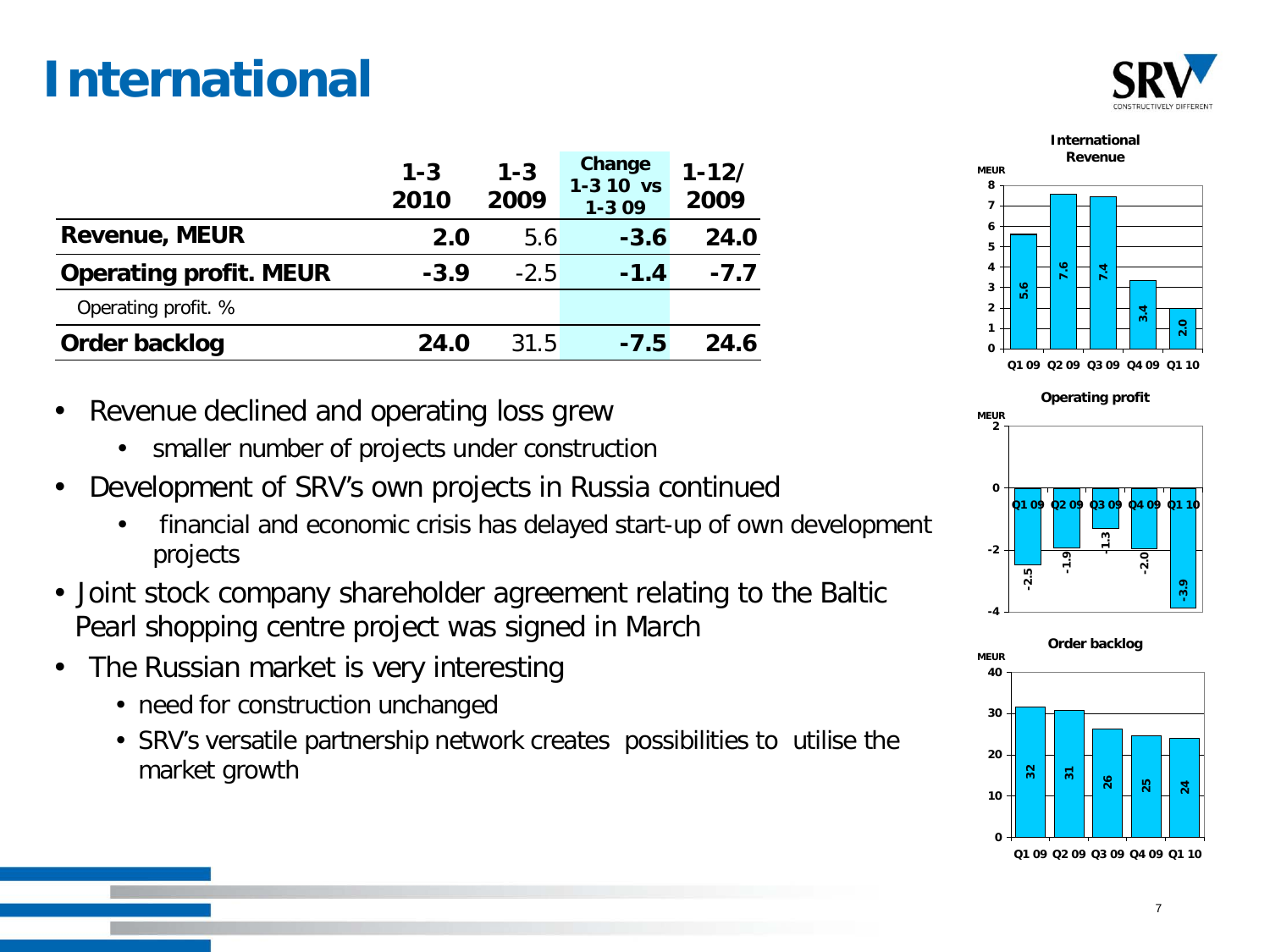# International

|  | 1-3 2010 | 1-3 2009 | Change 1-3 10 vs 1-3 09 | 1-12/ 2009 |
|---|---|---|---|---|
| **Revenue, MEUR** | **2.0** | 5.6 | **-3.6** | **24.0** |
| **Operating profit. MEUR** | **-3.9** | -2.5 | **-1.4** | **-7.7** |
| Operating profit. % |  |  |  |  |
| **Order backlog** | **24.0** | 31.5 | **-7.5** | **24.6** |

- Revenue declined and operating loss grew
  - smaller number of projects under construction
- Development of SRV's own projects in Russia continued
  - financial and economic crisis has delayed start-up of own development projects
- Joint stock company shareholder agreement relating to the Baltic Pearl shopping centre project was signed in March
- The Russian market is very interesting
  - need for construction unchanged
  - SRV's versatile partnership network creates possibilities to utilise the market growth

**International Revenue** (MEUR)

| Q1 09 | Q2 09 | Q3 09 | Q4 09 | Q1 10 |
|---|---|---|---|---|
| 5.6 | 7.6 | 7.4 | 3.4 | 2.0 |

**Operating profit** (MEUR)

| Q1 09 | Q2 09 | Q3 09 | Q4 09 | Q1 10 |
|---|---|---|---|---|
| -2.5 | -1.9 | -1.3 | -2.0 | -3.9 |

**Order backlog** (MEUR)

| Q1 09 | Q2 09 | Q3 09 | Q4 09 | Q1 10 |
|---|---|---|---|---|
| 32 | 31 | 26 | 25 | 24 |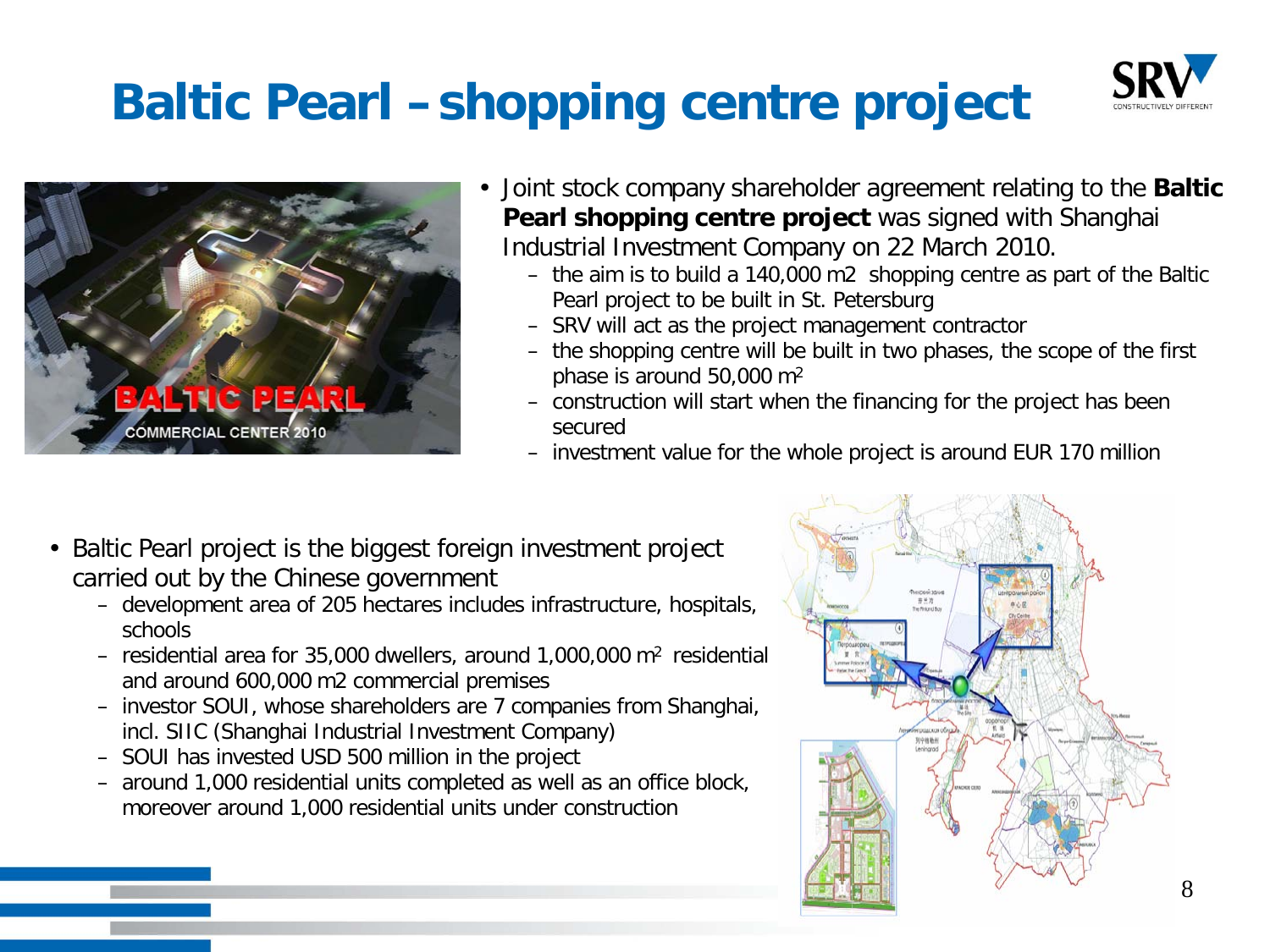# Baltic Pearl – shopping centre project

- Joint stock company shareholder agreement relating to the **Baltic Pearl shopping centre project** was signed with Shanghai Industrial Investment Company on 22 March 2010.
  - the aim is to build a 140,000 m2 shopping centre as part of the Baltic Pearl project to be built in St. Petersburg
  - SRV will act as the project management contractor
  - the shopping centre will be built in two phases, the scope of the first phase is around 50,000 $m^2$
  - construction will start when the financing for the project has been secured
  - investment value for the whole project is around EUR 170 million

- Baltic Pearl project is the biggest foreign investment project carried out by the Chinese government
  - development area of 205 hectares includes infrastructure, hospitals, schools
  - residential area for 35,000 dwellers, around 1,000,000 $m^2$ residential and around 600,000 m2 commercial premises
  - investor SOUI, whose shareholders are 7 companies from Shanghai, incl. SIIC (Shanghai Industrial Investment Company)
  - SOUI has invested USD 500 million in the project
  - around 1,000 residential units completed as well as an office block, moreover around 1,000 residential units under construction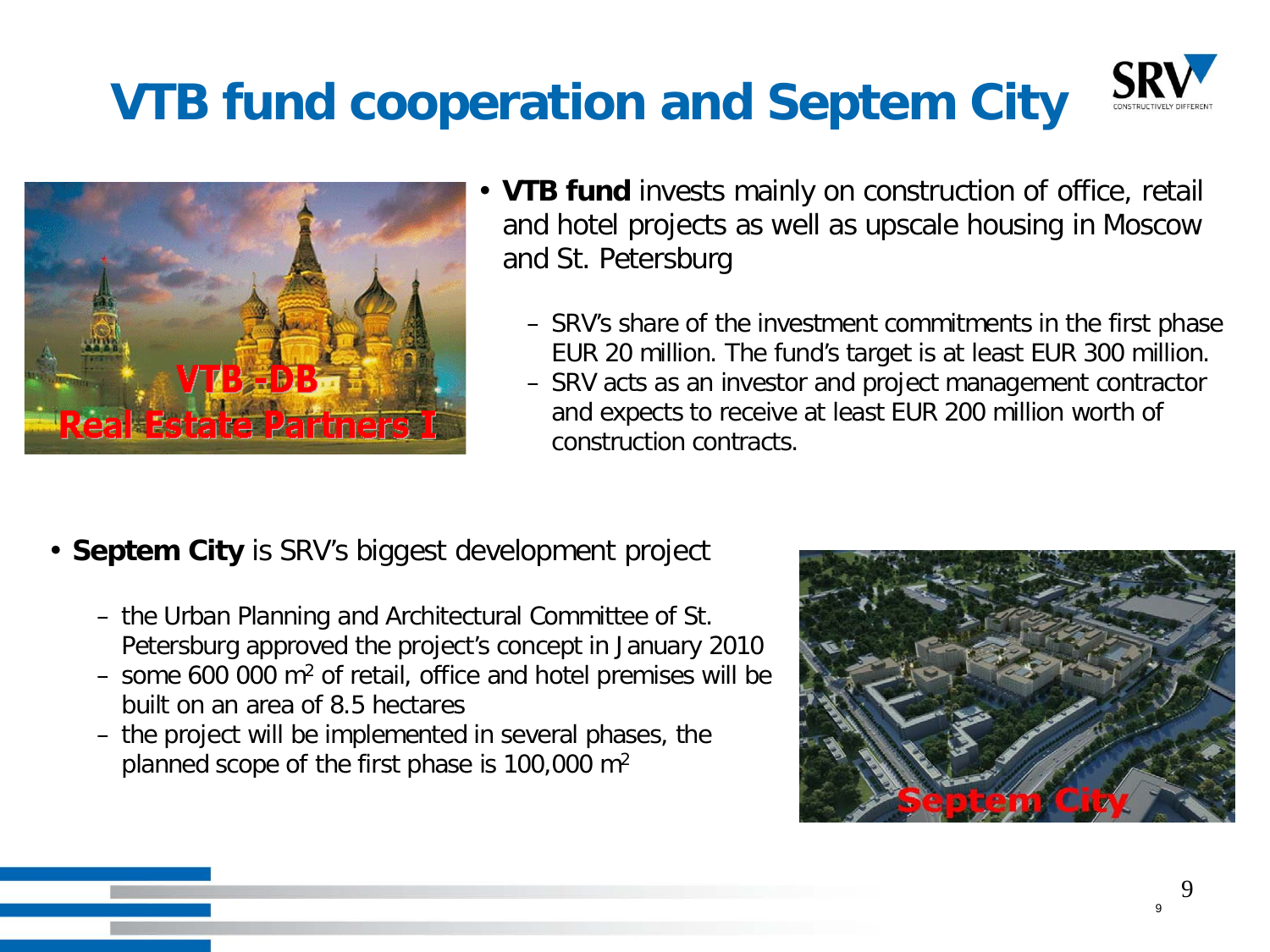# VTB fund cooperation and Septem City

- **VTB fund** invests mainly on construction of office, retail and hotel projects as well as upscale housing in Moscow and St. Petersburg
  - SRV's share of the investment commitments in the first phase EUR 20 million. The fund's target is at least EUR 300 million.
  - SRV acts as an investor and project management contractor and expects to receive at least EUR 200 million worth of construction contracts.

- **Septem City** is SRV's biggest development project
  - the Urban Planning and Architectural Committee of St. Petersburg approved the project's concept in January 2010
  - some 600 000 $m^2$ of retail, office and hotel premises will be built on an area of 8.5 hectares
  - the project will be implemented in several phases, the planned scope of the first phase is 100,000 $m^2$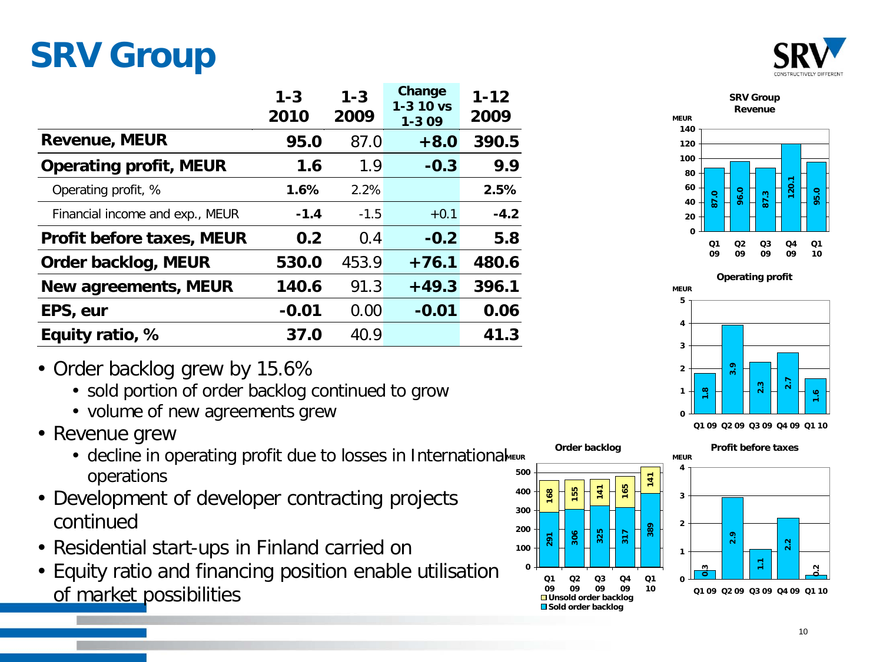# SRV Group

| | 1-3 2010 | 1-3 2009 | Change 1-3 10 vs 1-3 09 | 1-12 2009 |
|---|---|---|---|---|
| **Revenue, MEUR** | **95.0** | 87.0 | **+8.0** | **390.5** |
| **Operating profit, MEUR** | **1.6** | 1.9 | **-0.3** | **9.9** |
| Operating profit, % | **1.6%** | 2.2% | | **2.5%** |
| Financial income and exp., MEUR | **-1.4** | -1.5 | +0.1 | **-4.2** |
| **Profit before taxes, MEUR** | **0.2** | 0.4 | **-0.2** | **5.8** |
| **Order backlog, MEUR** | **530.0** | 453.9 | **+76.1** | **480.6** |
| **New agreements, MEUR** | **140.6** | 91.3 | **+49.3** | **396.1** |
| **EPS, eur** | **-0.01** | 0.00 | **-0.01** | **0.06** |
| **Equity ratio, %** | **37.0** | 40.9 | | **41.3** |

- Order backlog grew by 15.6%
  - sold portion of order backlog continued to grow
  - volume of new agreements grew
- Revenue grew
  - decline in operating profit due to losses in International operations
- Development of developer contracting projects continued
- Residential start-ups in Finland carried on
- Equity ratio and financing position enable utilisation of market possibilities

**SRV Group Revenue** (MEUR)

| Q1 09 | Q2 09 | Q3 09 | Q4 09 | Q1 10 |
|---|---|---|---|---|
| 87.0 | 96.0 | 87.3 | 120.1 | 95.0 |

**Operating profit** (MEUR)

| Q1 09 | Q2 09 | Q3 09 | Q4 09 | Q1 10 |
|---|---|---|---|---|
| 1.8 | 3.9 | 2.3 | 2.7 | 1.6 |

**Order backlog** (MEUR)

| | Q1 09 | Q2 09 | Q3 09 | Q4 09 | Q1 10 |
|---|---|---|---|---|---|
| Unsold order backlog | 168 | 155 | 141 | 165 | 141 |
| Sold order backlog | 291 | 306 | 325 | 317 | 389 |

**Profit before taxes** (MEUR)

| Q1 09 | Q2 09 | Q3 09 | Q4 09 | Q1 10 |
|---|---|---|---|---|
| 0.3 | 2.9 | 1.1 | 2.2 | 0.2 |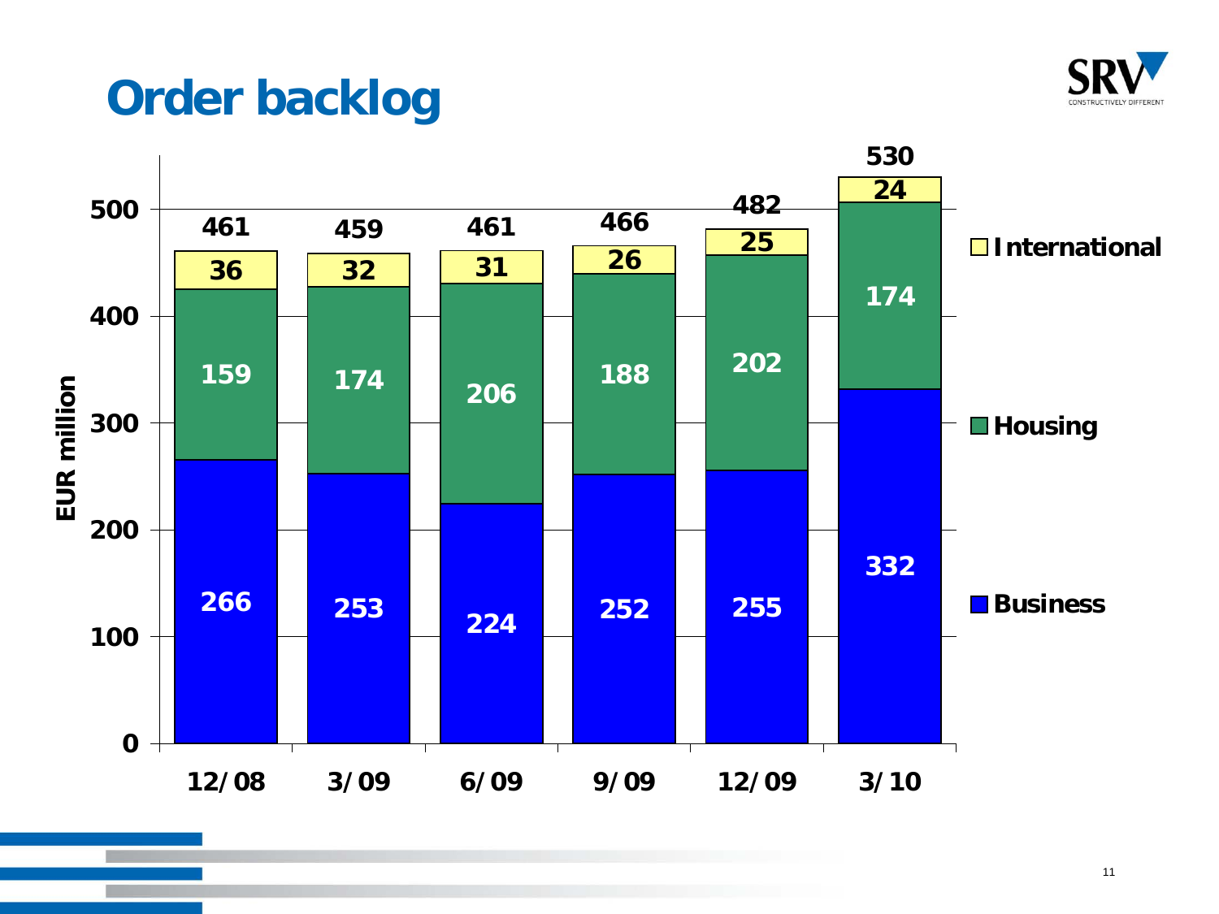# Order backlog

| EUR million | 12/08 | 3/09 | 6/09 | 9/09 | 12/09 | 3/10 |
|---|---|---|---|---|---|---|
| International | 36 | 32 | 31 | 26 | 25 | 24 |
| Housing | 159 | 174 | 206 | 188 | 202 | 174 |
| Business | 266 | 253 | 224 | 252 | 255 | 332 |
| Total | 461 | 459 | 461 | 466 | 482 | 530 |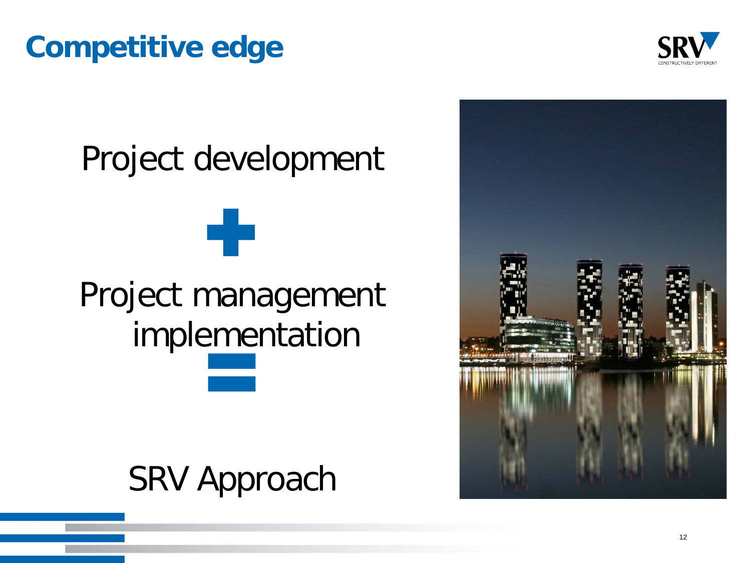# Competitive edge

Project development

+

Project management implementation

=

SRV Approach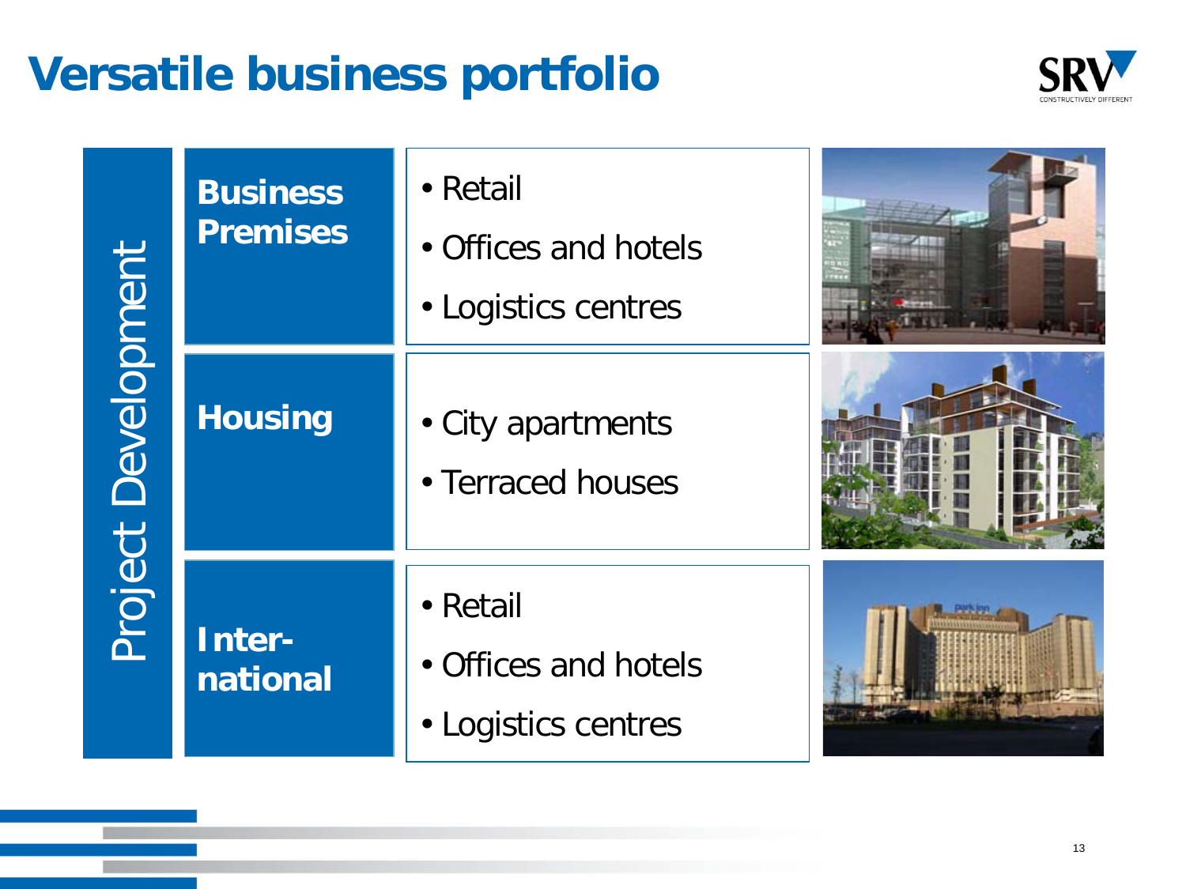# Versatile business portfolio

**Project Development**

| Segment | Areas |
| --- | --- |
| **Business Premises** | • Retail<br>• Offices and hotels<br>• Logistics centres |
| **Housing** | • City apartments<br>• Terraced houses |
| **Inter-national** | • Retail<br>• Offices and hotels<br>• Logistics centres |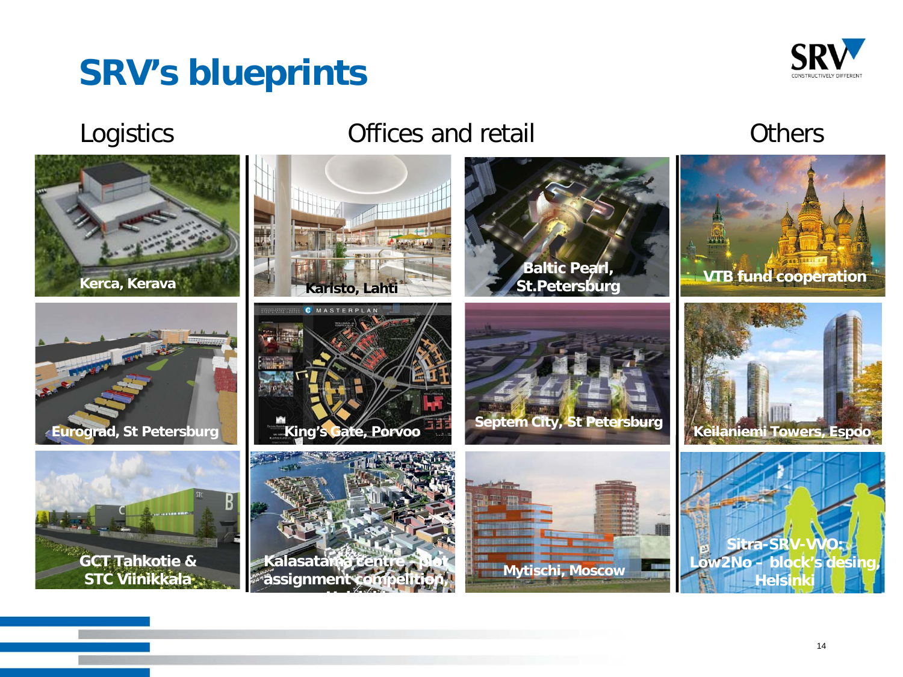# SRV's blueprints

## Logistics

- Kerca, Kerava
- Eurograd, St Petersburg
- GCT Tahkotie & STC Viinikkala

## Offices and retail

- Karisto, Lahti
- Baltic Pearl, St.Petersburg
- King's Gate, Porvoo
- Septem City, St Petersburg
- Kalasatama centre – plot assignment competition, Helsinki
- Mytischi, Moscow

## Others

- VTB fund cooperation
- Keilaniemi Towers, Espoo
- Sitra-SRV-VVO: Low2No – block's desing, Helsinki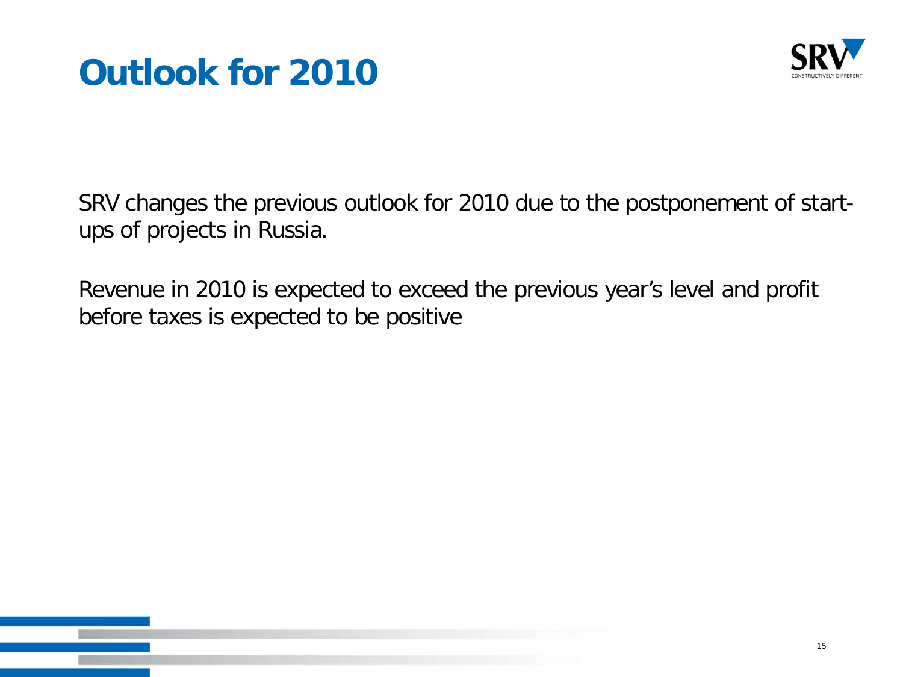# Outlook for 2010

SRV changes the previous outlook for 2010 due to the postponement of start-ups of projects in Russia.

Revenue in 2010 is expected to exceed the previous year's level and profit before taxes is expected to be positive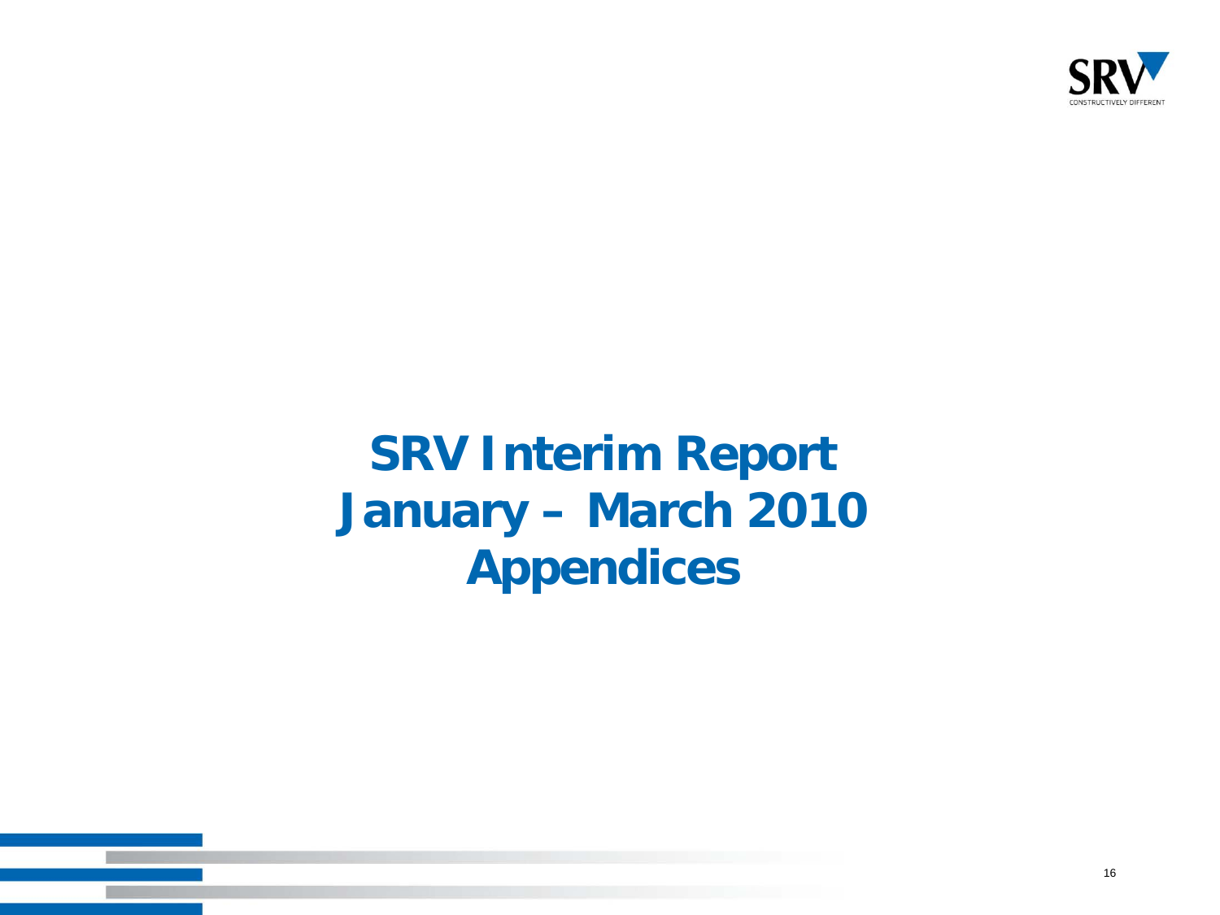# SRV Interim Report January – March 2010 Appendices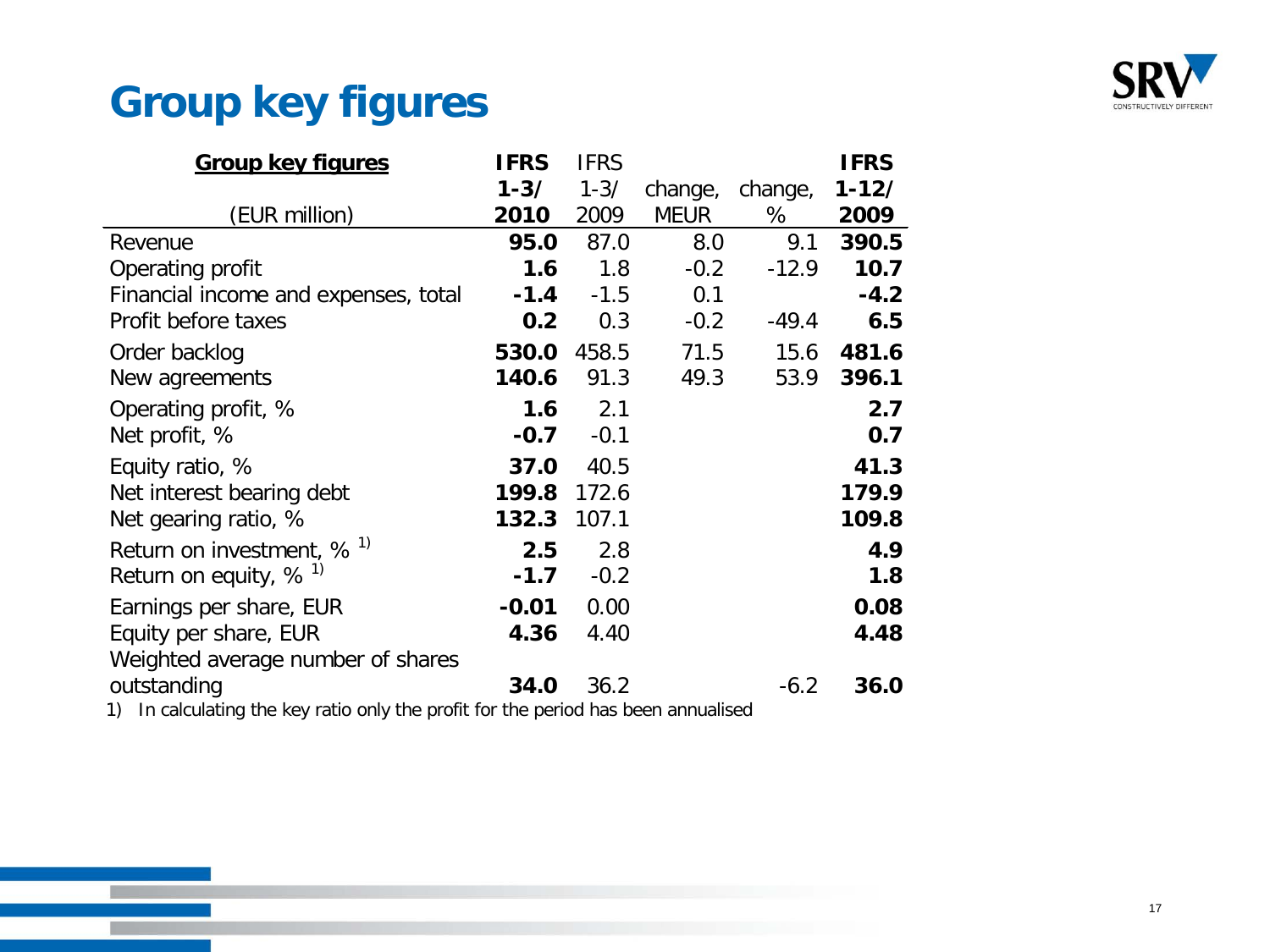# Group key figures

| **Group key figures** (EUR million) | **IFRS 1-3/ 2010** | IFRS 1-3/ 2009 | change, MEUR | change, % | **IFRS 1-12/ 2009** |
|---|---|---|---|---|---|
| Revenue | **95.0** | 87.0 | 8.0 | 9.1 | **390.5** |
| Operating profit | **1.6** | 1.8 | -0.2 | -12.9 | **10.7** |
| Financial income and expenses, total | **-1.4** | -1.5 | 0.1 | | **-4.2** |
| Profit before taxes | **0.2** | 0.3 | -0.2 | -49.4 | **6.5** |
| Order backlog | **530.0** | 458.5 | 71.5 | 15.6 | **481.6** |
| New agreements | **140.6** | 91.3 | 49.3 | 53.9 | **396.1** |
| Operating profit, % | **1.6** | 2.1 | | | **2.7** |
| Net profit, % | **-0.7** | -0.1 | | | **0.7** |
| Equity ratio, % | **37.0** | 40.5 | | | **41.3** |
| Net interest bearing debt | **199.8** | 172.6 | | | **179.9** |
| Net gearing ratio, % | **132.3** | 107.1 | | | **109.8** |
| Return on investment, % [1] | **2.5** | 2.8 | | | **4.9** |
| Return on equity, % [1] | **-1.7** | -0.2 | | | **1.8** |
| Earnings per share, EUR | **-0.01** | 0.00 | | | **0.08** |
| Equity per share, EUR | **4.36** | 4.40 | | | **4.48** |
| Weighted average number of shares outstanding | **34.0** | 36.2 | | -6.2 | **36.0** |

1) In calculating the key ratio only the profit for the period has been annualised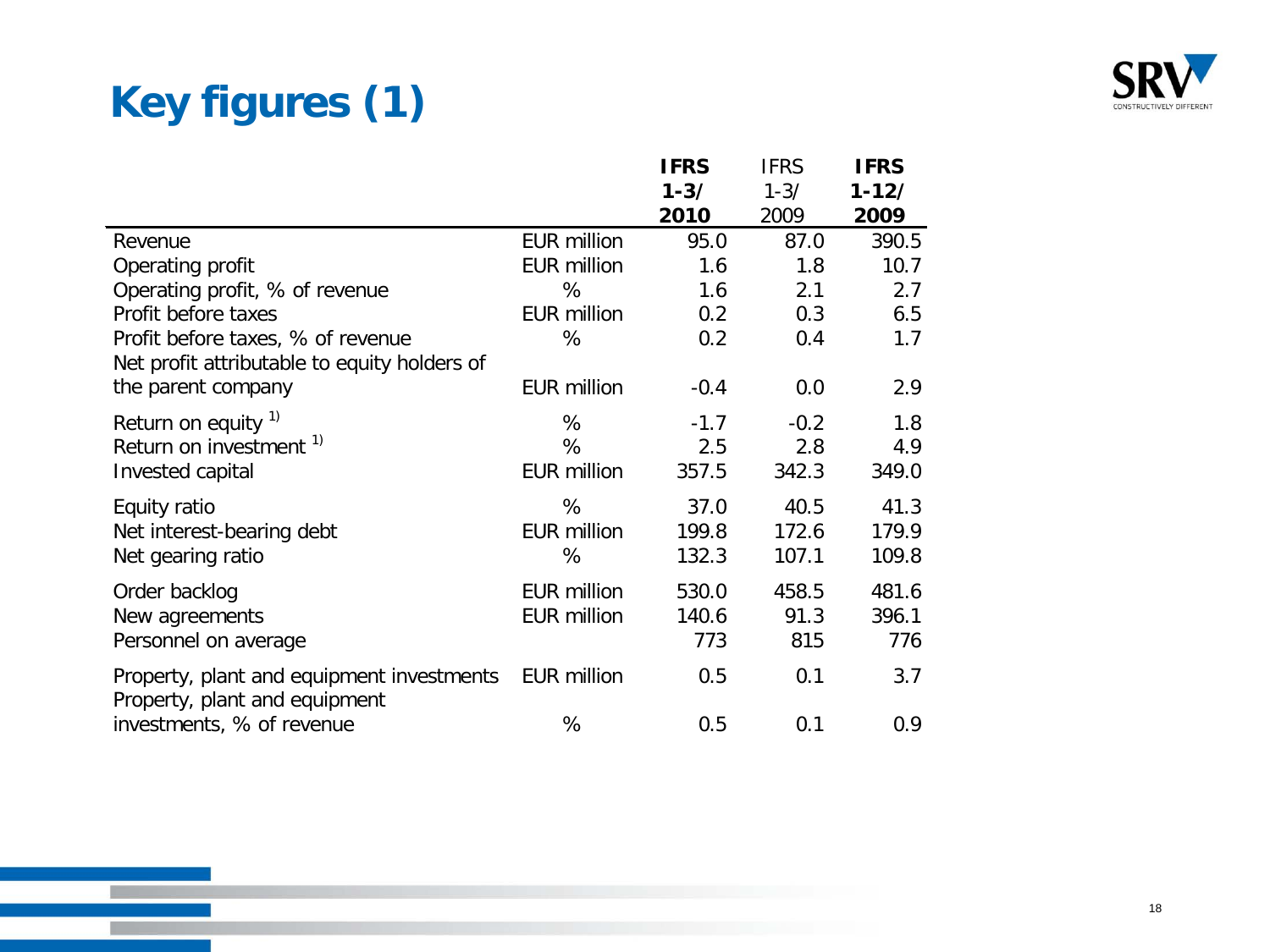# Key figures (1)

| | | IFRS 1-3/ 2010 | IFRS 1-3/ 2009 | IFRS 1-12/ 2009 |
|---|---|---|---|---|
| Revenue | EUR million | 95.0 | 87.0 | 390.5 |
| Operating profit | EUR million | 1.6 | 1.8 | 10.7 |
| Operating profit, % of revenue | % | 1.6 | 2.1 | 2.7 |
| Profit before taxes | EUR million | 0.2 | 0.3 | 6.5 |
| Profit before taxes, % of revenue | % | 0.2 | 0.4 | 1.7 |
| Net profit attributable to equity holders of the parent company | EUR million | -0.4 | 0.0 | 2.9 |
| Return on equity [1)] | % | -1.7 | -0.2 | 1.8 |
| Return on investment [1)] | % | 2.5 | 2.8 | 4.9 |
| Invested capital | EUR million | 357.5 | 342.3 | 349.0 |
| Equity ratio | % | 37.0 | 40.5 | 41.3 |
| Net interest-bearing debt | EUR million | 199.8 | 172.6 | 179.9 |
| Net gearing ratio | % | 132.3 | 107.1 | 109.8 |
| Order backlog | EUR million | 530.0 | 458.5 | 481.6 |
| New agreements | EUR million | 140.6 | 91.3 | 396.1 |
| Personnel on average | | 773 | 815 | 776 |
| Property, plant and equipment investments | EUR million | 0.5 | 0.1 | 3.7 |
| Property, plant and equipment investments, % of revenue | % | 0.5 | 0.1 | 0.9 |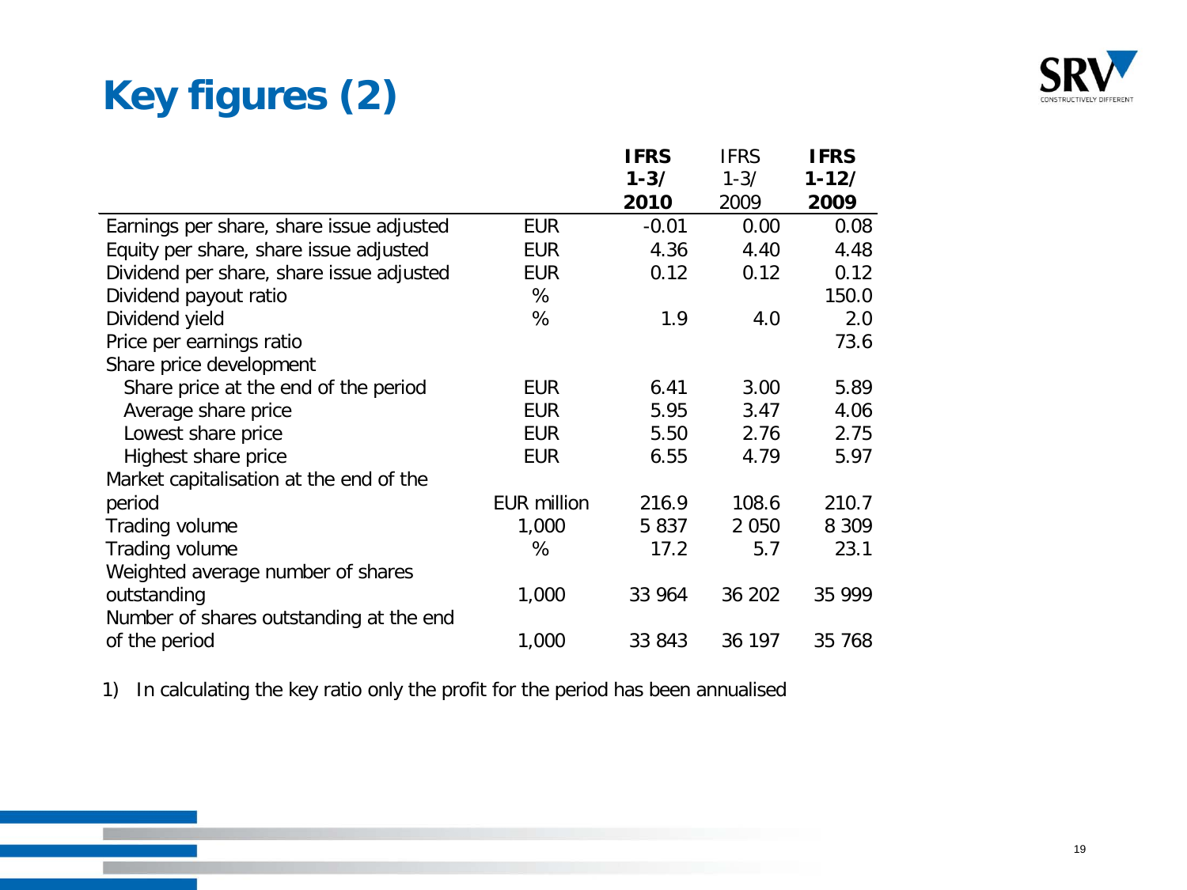# Key figures (2)

| | | IFRS 1-3/ 2010 | IFRS 1-3/ 2009 | IFRS 1-12/ 2009 |
|---|---|---|---|---|
| Earnings per share, share issue adjusted | EUR | -0.01 | 0.00 | 0.08 |
| Equity per share, share issue adjusted | EUR | 4.36 | 4.40 | 4.48 |
| Dividend per share, share issue adjusted | EUR | 0.12 | 0.12 | 0.12 |
| Dividend payout ratio | % | | | 150.0 |
| Dividend yield | % | 1.9 | 4.0 | 2.0 |
| Price per earnings ratio | | | | 73.6 |
| Share price development | | | | |
| Share price at the end of the period | EUR | 6.41 | 3.00 | 5.89 |
| Average share price | EUR | 5.95 | 3.47 | 4.06 |
| Lowest share price | EUR | 5.50 | 2.76 | 2.75 |
| Highest share price | EUR | 6.55 | 4.79 | 5.97 |
| Market capitalisation at the end of the period | EUR million | 216.9 | 108.6 | 210.7 |
| Trading volume | 1,000 | 5 837 | 2 050 | 8 309 |
| Trading volume | % | 17.2 | 5.7 | 23.1 |
| Weighted average number of shares outstanding | 1,000 | 33 964 | 36 202 | 35 999 |
| Number of shares outstanding at the end of the period | 1,000 | 33 843 | 36 197 | 35 768 |

1) In calculating the key ratio only the profit for the period has been annualised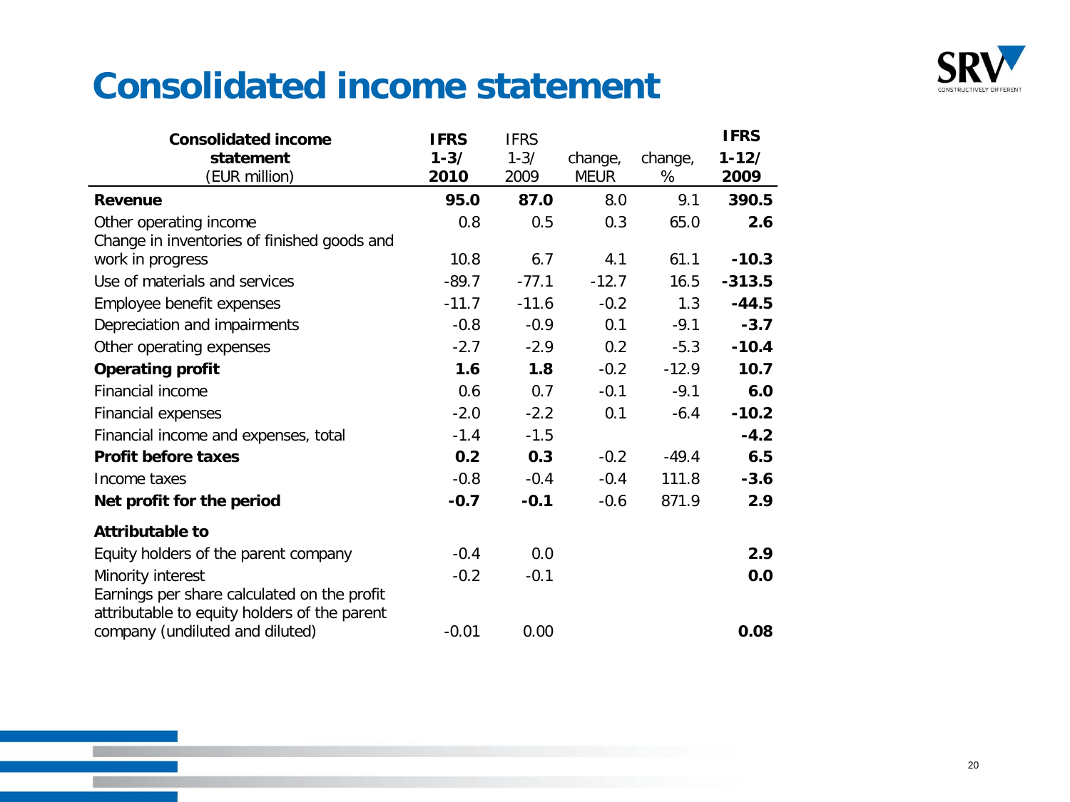# Consolidated income statement

| Consolidated income statement (EUR million) | IFRS 1-3/ 2010 | IFRS 1-3/ 2009 | change, MEUR | change, % | IFRS 1-12/ 2009 |
|---|---|---|---|---|---|
| **Revenue** | **95.0** | **87.0** | 8.0 | 9.1 | **390.5** |
| Other operating income | 0.8 | 0.5 | 0.3 | 65.0 | **2.6** |
| Change in inventories of finished goods and work in progress | 10.8 | 6.7 | 4.1 | 61.1 | **-10.3** |
| Use of materials and services | -89.7 | -77.1 | -12.7 | 16.5 | **-313.5** |
| Employee benefit expenses | -11.7 | -11.6 | -0.2 | 1.3 | **-44.5** |
| Depreciation and impairments | -0.8 | -0.9 | 0.1 | -9.1 | **-3.7** |
| Other operating expenses | -2.7 | -2.9 | 0.2 | -5.3 | **-10.4** |
| **Operating profit** | **1.6** | **1.8** | -0.2 | -12.9 | **10.7** |
| Financial income | 0.6 | 0.7 | -0.1 | -9.1 | **6.0** |
| Financial expenses | -2.0 | -2.2 | 0.1 | -6.4 | **-10.2** |
| Financial income and expenses, total | -1.4 | -1.5 | | | **-4.2** |
| **Profit before taxes** | **0.2** | **0.3** | -0.2 | -49.4 | **6.5** |
| Income taxes | -0.8 | -0.4 | -0.4 | 111.8 | **-3.6** |
| **Net profit for the period** | **-0.7** | **-0.1** | -0.6 | 871.9 | **2.9** |
| **Attributable to** | | | | | |
| Equity holders of the parent company | -0.4 | 0.0 | | | **2.9** |
| Minority interest | -0.2 | -0.1 | | | **0.0** |
| Earnings per share calculated on the profit attributable to equity holders of the parent company (undiluted and diluted) | -0.01 | 0.00 | | | **0.08** |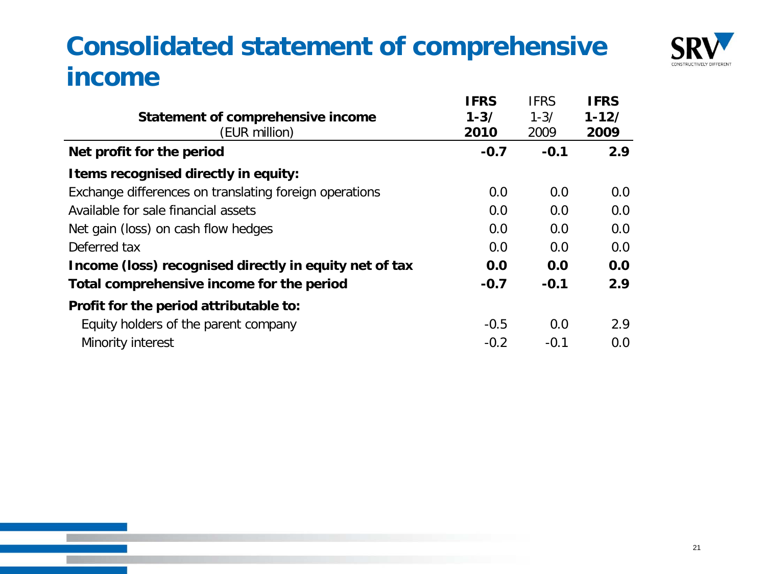# Consolidated statement of comprehensive income

| **Statement of comprehensive income** (EUR million) | **IFRS 1-3/ 2010** | IFRS 1-3/ 2009 | **IFRS 1-12/ 2009** |
|---|---|---|---|
| **Net profit for the period** | **-0.7** | **-0.1** | **2.9** |
| **Items recognised directly in equity:** | | | |
| Exchange differences on translating foreign operations | 0.0 | 0.0 | 0.0 |
| Available for sale financial assets | 0.0 | 0.0 | 0.0 |
| Net gain (loss) on cash flow hedges | 0.0 | 0.0 | 0.0 |
| Deferred tax | 0.0 | 0.0 | 0.0 |
| **Income (loss) recognised directly in equity net of tax** | **0.0** | **0.0** | **0.0** |
| **Total comprehensive income for the period** | **-0.7** | **-0.1** | **2.9** |
| **Profit for the period attributable to:** | | | |
| Equity holders of the parent company | -0.5 | 0.0 | 2.9 |
| Minority interest | -0.2 | -0.1 | 0.0 |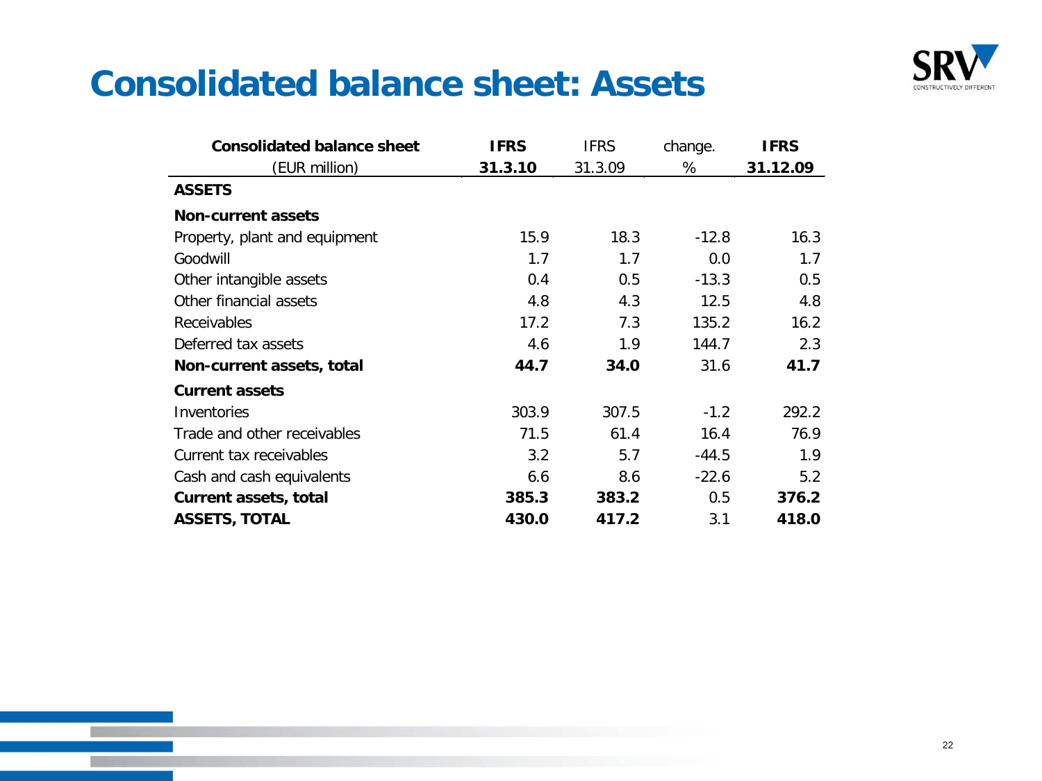# Consolidated balance sheet: Assets

| Consolidated balance sheet (EUR million) | IFRS 31.3.10 | IFRS 31.3.09 | change. % | IFRS 31.12.09 |
|---|---|---|---|---|
| **ASSETS** | | | | |
| **Non-current assets** | | | | |
| Property, plant and equipment | 15.9 | 18.3 | -12.8 | 16.3 |
| Goodwill | 1.7 | 1.7 | 0.0 | 1.7 |
| Other intangible assets | 0.4 | 0.5 | -13.3 | 0.5 |
| Other financial assets | 4.8 | 4.3 | 12.5 | 4.8 |
| Receivables | 17.2 | 7.3 | 135.2 | 16.2 |
| Deferred tax assets | 4.6 | 1.9 | 144.7 | 2.3 |
| **Non-current assets, total** | **44.7** | **34.0** | 31.6 | **41.7** |
| **Current assets** | | | | |
| Inventories | 303.9 | 307.5 | -1.2 | 292.2 |
| Trade and other receivables | 71.5 | 61.4 | 16.4 | 76.9 |
| Current tax receivables | 3.2 | 5.7 | -44.5 | 1.9 |
| Cash and cash equivalents | 6.6 | 8.6 | -22.6 | 5.2 |
| **Current assets, total** | **385.3** | **383.2** | 0.5 | **376.2** |
| **ASSETS, TOTAL** | **430.0** | **417.2** | 3.1 | **418.0** |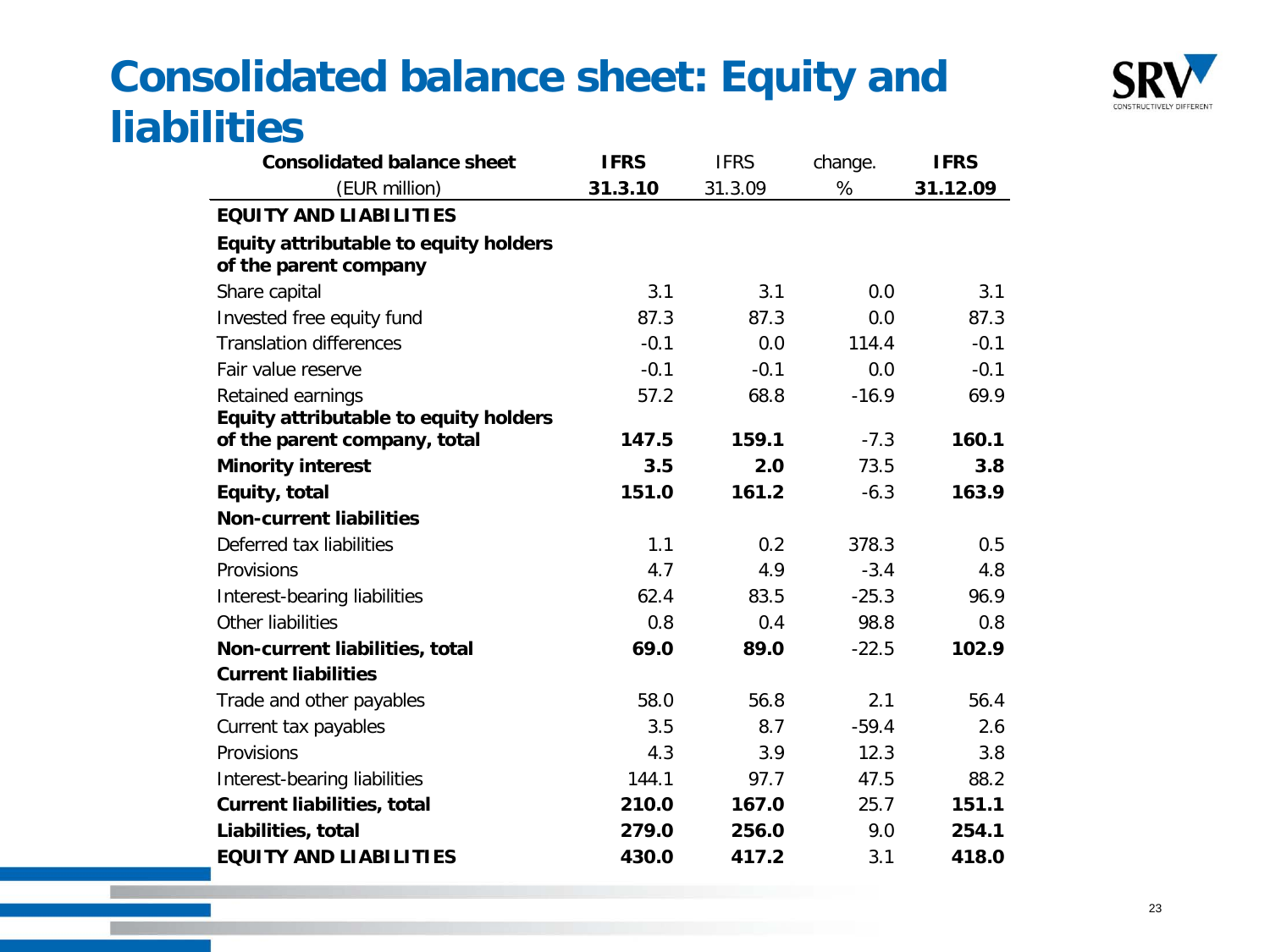# Consolidated balance sheet: Equity and liabilities

| Consolidated balance sheet (EUR million) | IFRS 31.3.10 | IFRS 31.3.09 | change. % | IFRS 31.12.09 |
|---|---|---|---|---|
| **EQUITY AND LIABILITIES** | | | | |
| **Equity attributable to equity holders of the parent company** | | | | |
| Share capital | 3.1 | 3.1 | 0.0 | 3.1 |
| Invested free equity fund | 87.3 | 87.3 | 0.0 | 87.3 |
| Translation differences | -0.1 | 0.0 | 114.4 | -0.1 |
| Fair value reserve | -0.1 | -0.1 | 0.0 | -0.1 |
| Retained earnings | 57.2 | 68.8 | -16.9 | 69.9 |
| **Equity attributable to equity holders of the parent company, total** | **147.5** | **159.1** | -7.3 | **160.1** |
| **Minority interest** | **3.5** | **2.0** | 73.5 | **3.8** |
| **Equity, total** | **151.0** | **161.2** | -6.3 | **163.9** |
| **Non-current liabilities** | | | | |
| Deferred tax liabilities | 1.1 | 0.2 | 378.3 | 0.5 |
| Provisions | 4.7 | 4.9 | -3.4 | 4.8 |
| Interest-bearing liabilities | 62.4 | 83.5 | -25.3 | 96.9 |
| Other liabilities | 0.8 | 0.4 | 98.8 | 0.8 |
| **Non-current liabilities, total** | **69.0** | **89.0** | -22.5 | **102.9** |
| **Current liabilities** | | | | |
| Trade and other payables | 58.0 | 56.8 | 2.1 | 56.4 |
| Current tax payables | 3.5 | 8.7 | -59.4 | 2.6 |
| Provisions | 4.3 | 3.9 | 12.3 | 3.8 |
| Interest-bearing liabilities | 144.1 | 97.7 | 47.5 | 88.2 |
| **Current liabilities, total** | **210.0** | **167.0** | 25.7 | **151.1** |
| **Liabilities, total** | **279.0** | **256.0** | 9.0 | **254.1** |
| **EQUITY AND LIABILITIES** | **430.0** | **417.2** | 3.1 | **418.0** |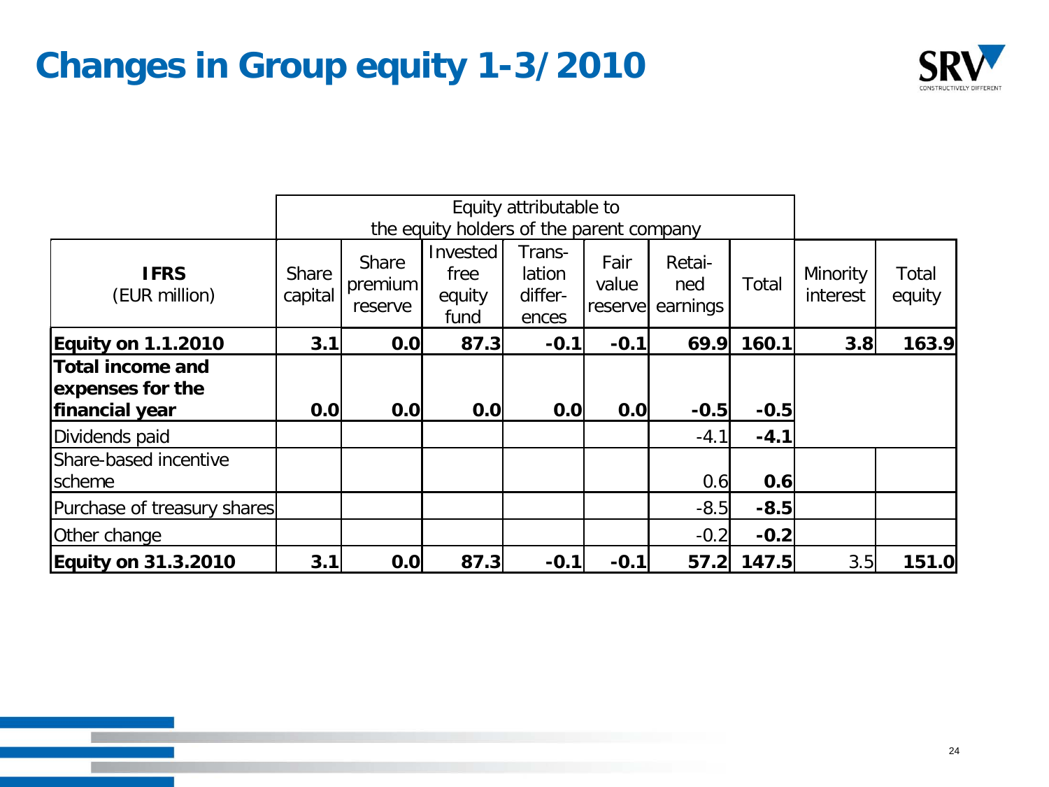# Changes in Group equity 1-3/2010

| IFRS (EUR million) | Equity attributable to the equity holders of the parent company | | | | | | | | |
|---|---|---|---|---|---|---|---|---|---|
| | Share capital | Share premium reserve | Invested free equity fund | Trans-lation differ-ences | Fair value reserve | Retai-ned earnings | Total | Minority interest | Total equity |
| **Equity on 1.1.2010** | **3.1** | **0.0** | **87.3** | **-0.1** | **-0.1** | **69.9** | **160.1** | **3.8** | **163.9** |
| **Total income and expenses for the financial year** | **0.0** | **0.0** | **0.0** | **0.0** | **0.0** | **-0.5** | **-0.5** | | |
| Dividends paid | | | | | | -4.1 | **-4.1** | | |
| Share-based incentive scheme | | | | | | 0.6 | **0.6** | | |
| Purchase of treasury shares | | | | | | -8.5 | **-8.5** | | |
| Other change | | | | | | -0.2 | **-0.2** | | |
| **Equity on 31.3.2010** | **3.1** | **0.0** | **87.3** | **-0.1** | **-0.1** | **57.2** | **147.5** | 3.5 | **151.0** |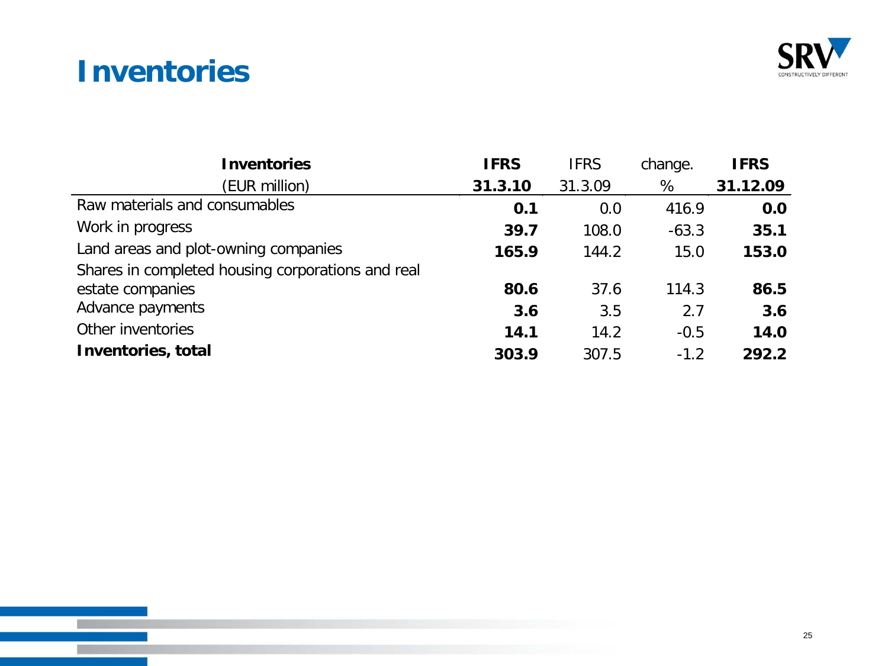# Inventories

| **Inventories** (EUR million) | **IFRS 31.3.10** | IFRS 31.3.09 | change. % | **IFRS 31.12.09** |
|---|---|---|---|---|
| Raw materials and consumables | **0.1** | 0.0 | 416.9 | **0.0** |
| Work in progress | **39.7** | 108.0 | -63.3 | **35.1** |
| Land areas and plot-owning companies | **165.9** | 144.2 | 15.0 | **153.0** |
| Shares in completed housing corporations and real estate companies | **80.6** | 37.6 | 114.3 | **86.5** |
| Advance payments | **3.6** | 3.5 | 2.7 | **3.6** |
| Other inventories | **14.1** | 14.2 | -0.5 | **14.0** |
| **Inventories, total** | **303.9** | 307.5 | -1.2 | **292.2** |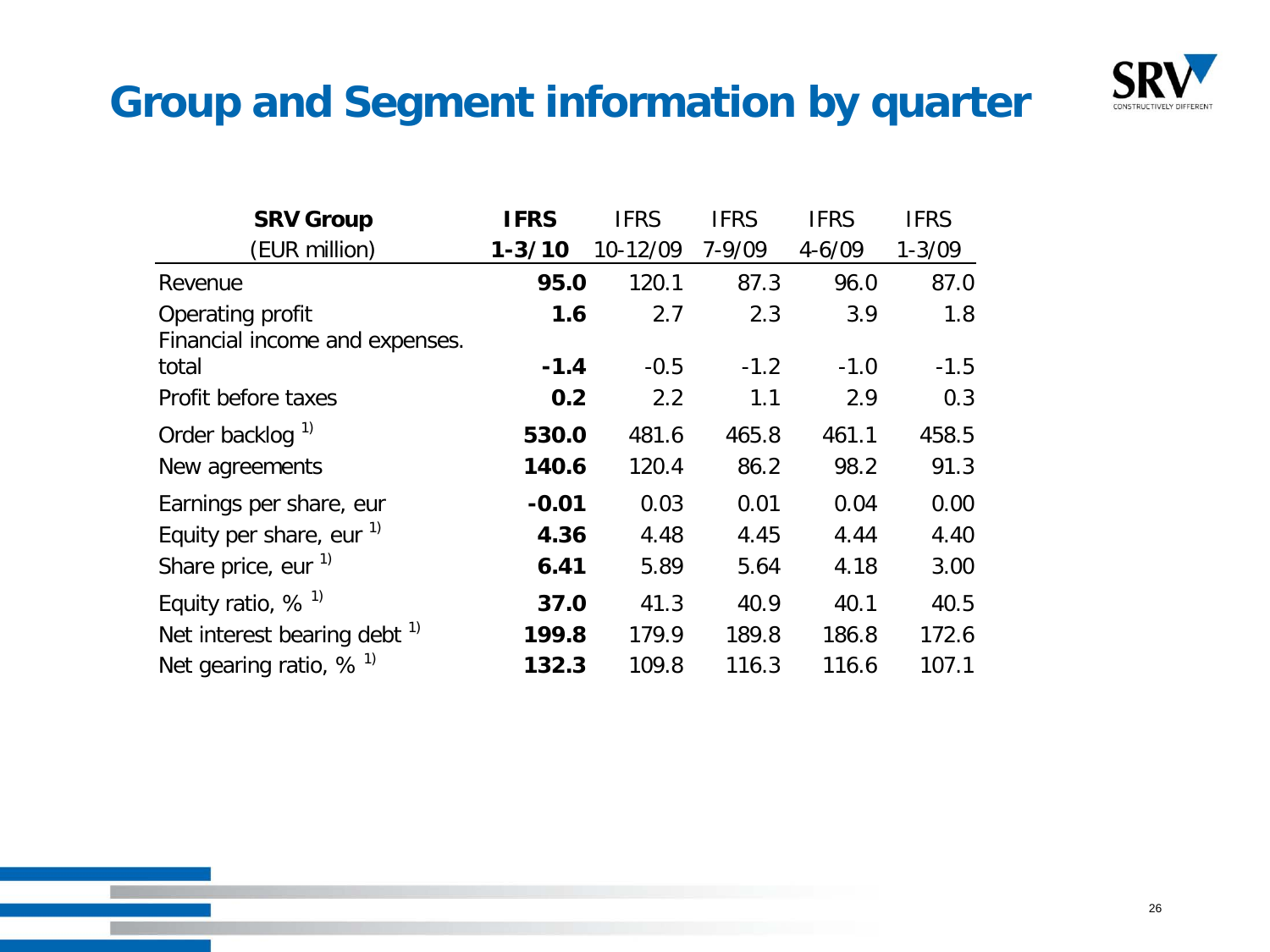# Group and Segment information by quarter

| SRV Group<br>(EUR million) | IFRS<br>1-3/10 | IFRS<br>10-12/09 | IFRS<br>7-9/09 | IFRS<br>4-6/09 | IFRS<br>1-3/09 |
|---|---|---|---|---|---|
| Revenue | **95.0** | 120.1 | 87.3 | 96.0 | 87.0 |
| Operating profit | **1.6** | 2.7 | 2.3 | 3.9 | 1.8 |
| Financial income and expenses. total | **-1.4** | -0.5 | -1.2 | -1.0 | -1.5 |
| Profit before taxes | **0.2** | 2.2 | 1.1 | 2.9 | 0.3 |
| Order backlog [1)] | **530.0** | 481.6 | 465.8 | 461.1 | 458.5 |
| New agreements | **140.6** | 120.4 | 86.2 | 98.2 | 91.3 |
| Earnings per share, eur | **-0.01** | 0.03 | 0.01 | 0.04 | 0.00 |
| Equity per share, eur [1)] | **4.36** | 4.48 | 4.45 | 4.44 | 4.40 |
| Share price, eur [1)] | **6.41** | 5.89 | 5.64 | 4.18 | 3.00 |
| Equity ratio, % [1)] | **37.0** | 41.3 | 40.9 | 40.1 | 40.5 |
| Net interest bearing debt [1)] | **199.8** | 179.9 | 189.8 | 186.8 | 172.6 |
| Net gearing ratio, % [1)] | **132.3** | 109.8 | 116.3 | 116.6 | 107.1 |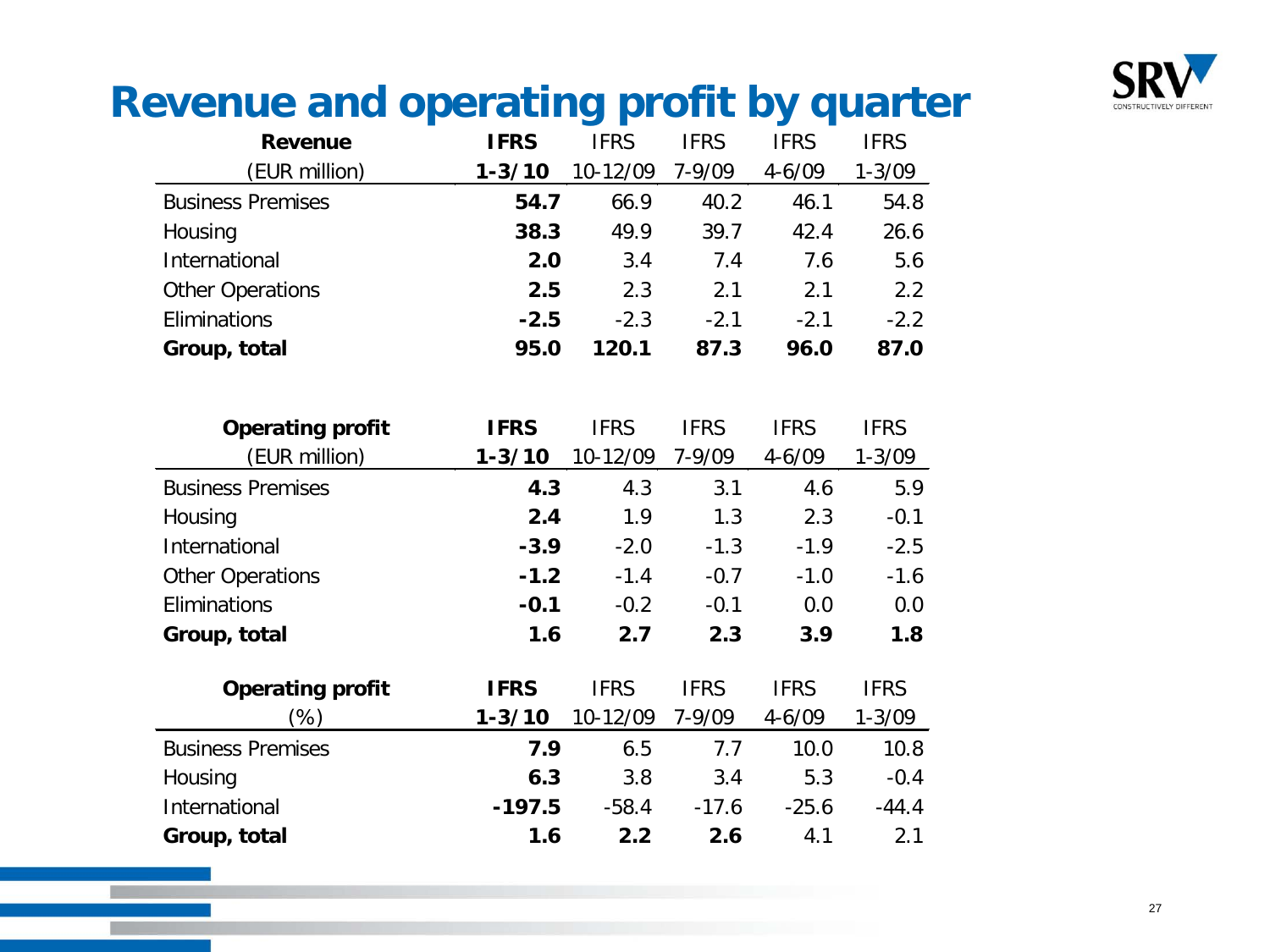# Revenue and operating profit by quarter

| Revenue (EUR million) | IFRS 1-3/10 | IFRS 10-12/09 | IFRS 7-9/09 | IFRS 4-6/09 | IFRS 1-3/09 |
|---|---|---|---|---|---|
| Business Premises | **54.7** | 66.9 | 40.2 | 46.1 | 54.8 |
| Housing | **38.3** | 49.9 | 39.7 | 42.4 | 26.6 |
| International | **2.0** | 3.4 | 7.4 | 7.6 | 5.6 |
| Other Operations | **2.5** | 2.3 | 2.1 | 2.1 | 2.2 |
| Eliminations | **-2.5** | -2.3 | -2.1 | -2.1 | -2.2 |
| **Group, total** | **95.0** | **120.1** | **87.3** | **96.0** | **87.0** |

| Operating profit (EUR million) | IFRS 1-3/10 | IFRS 10-12/09 | IFRS 7-9/09 | IFRS 4-6/09 | IFRS 1-3/09 |
|---|---|---|---|---|---|
| Business Premises | **4.3** | 4.3 | 3.1 | 4.6 | 5.9 |
| Housing | **2.4** | 1.9 | 1.3 | 2.3 | -0.1 |
| International | **-3.9** | -2.0 | -1.3 | -1.9 | -2.5 |
| Other Operations | **-1.2** | -1.4 | -0.7 | -1.0 | -1.6 |
| Eliminations | **-0.1** | -0.2 | -0.1 | 0.0 | 0.0 |
| **Group, total** | **1.6** | **2.7** | **2.3** | **3.9** | **1.8** |

| Operating profit (%) | IFRS 1-3/10 | IFRS 10-12/09 | IFRS 7-9/09 | IFRS 4-6/09 | IFRS 1-3/09 |
|---|---|---|---|---|---|
| Business Premises | **7.9** | 6.5 | 7.7 | 10.0 | 10.8 |
| Housing | **6.3** | 3.8 | 3.4 | 5.3 | -0.4 |
| International | **-197.5** | -58.4 | -17.6 | -25.6 | -44.4 |
| **Group, total** | **1.6** | **2.2** | **2.6** | 4.1 | 2.1 |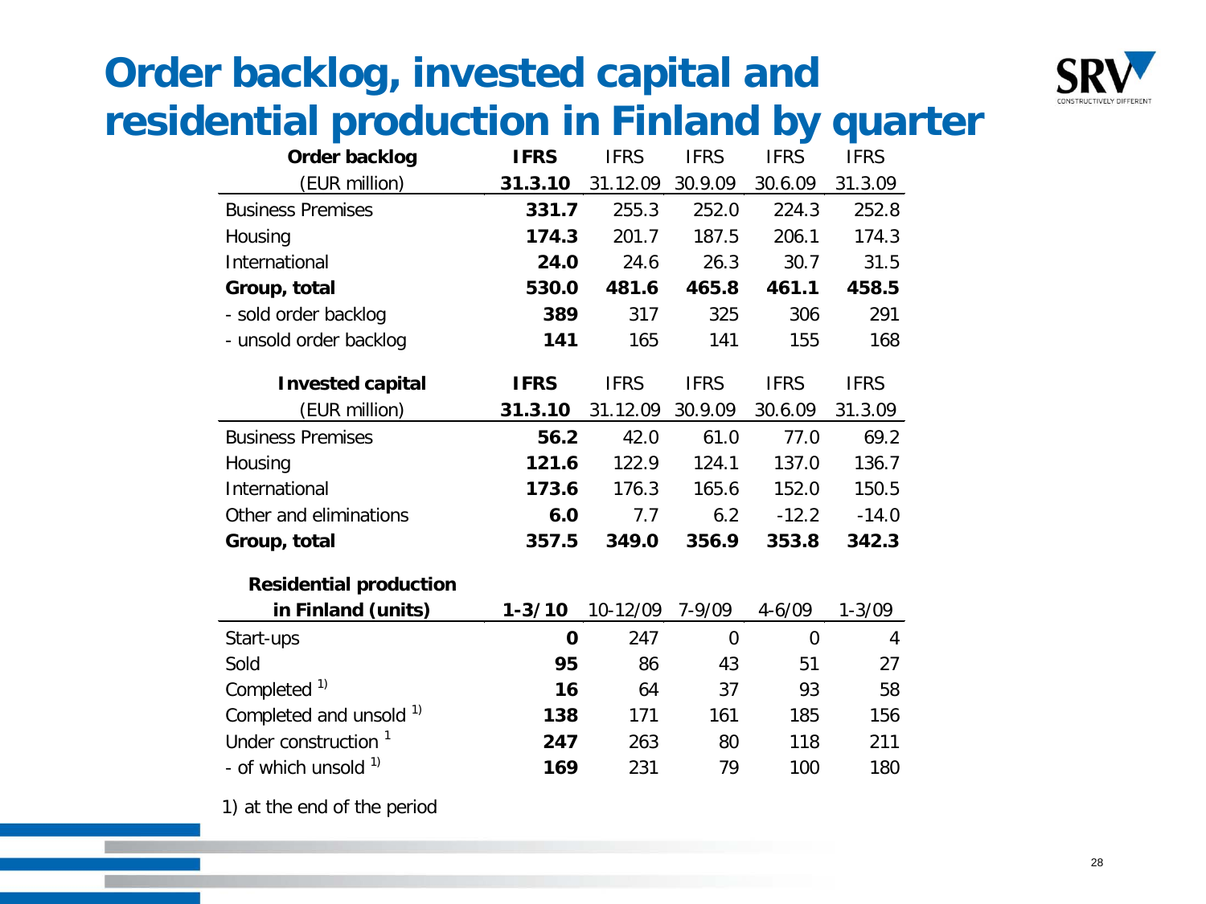# Order backlog, invested capital and residential production in Finland by quarter

| Order backlog (EUR million) | IFRS 31.3.10 | IFRS 31.12.09 | IFRS 30.9.09 | IFRS 30.6.09 | IFRS 31.3.09 |
|---|---|---|---|---|---|
| Business Premises | **331.7** | 255.3 | 252.0 | 224.3 | 252.8 |
| Housing | **174.3** | 201.7 | 187.5 | 206.1 | 174.3 |
| International | **24.0** | 24.6 | 26.3 | 30.7 | 31.5 |
| **Group, total** | **530.0** | **481.6** | **465.8** | **461.1** | **458.5** |
| - sold order backlog | **389** | 317 | 325 | 306 | 291 |
| - unsold order backlog | **141** | 165 | 141 | 155 | 168 |

| Invested capital (EUR million) | IFRS 31.3.10 | IFRS 31.12.09 | IFRS 30.9.09 | IFRS 30.6.09 | IFRS 31.3.09 |
|---|---|---|---|---|---|
| Business Premises | **56.2** | 42.0 | 61.0 | 77.0 | 69.2 |
| Housing | **121.6** | 122.9 | 124.1 | 137.0 | 136.7 |
| International | **173.6** | 176.3 | 165.6 | 152.0 | 150.5 |
| Other and eliminations | **6.0** | 7.7 | 6.2 | -12.2 | -14.0 |
| **Group, total** | **357.5** | **349.0** | **356.9** | **353.8** | **342.3** |

| Residential production in Finland (units) | 1-3/10 | 10-12/09 | 7-9/09 | 4-6/09 | 1-3/09 |
|---|---|---|---|---|---|
| Start-ups | **0** | 247 | 0 | 0 | 4 |
| Sold | **95** | 86 | 43 | 51 | 27 |
| Completed [1)] | **16** | 64 | 37 | 93 | 58 |
| Completed and unsold [1)] | **138** | 171 | 161 | 185 | 156 |
| Under construction [1] | **247** | 263 | 80 | 118 | 211 |
| - of which unsold [1)] | **169** | 231 | 79 | 100 | 180 |

1) at the end of the period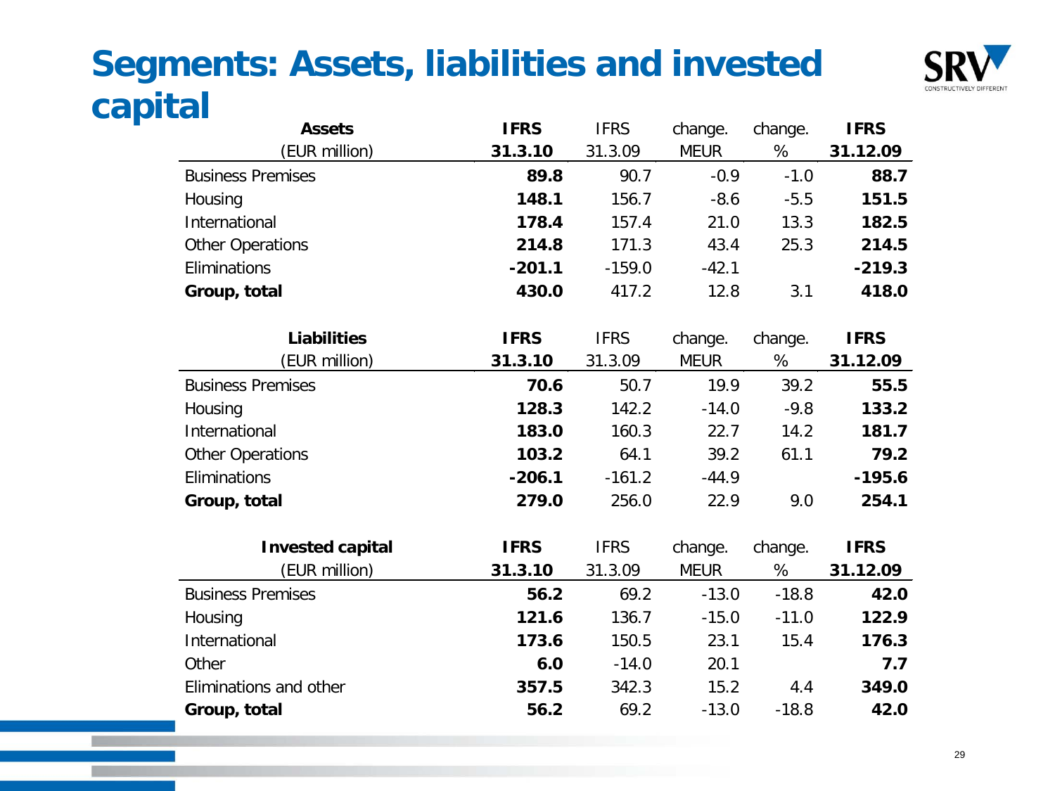# Segments: Assets, liabilities and invested capital

| Assets (EUR million) | IFRS 31.3.10 | IFRS 31.3.09 | change. MEUR | change. % | IFRS 31.12.09 |
|---|---|---|---|---|---|
| Business Premises | **89.8** | 90.7 | -0.9 | -1.0 | **88.7** |
| Housing | **148.1** | 156.7 | -8.6 | -5.5 | **151.5** |
| International | **178.4** | 157.4 | 21.0 | 13.3 | **182.5** |
| Other Operations | **214.8** | 171.3 | 43.4 | 25.3 | **214.5** |
| Eliminations | **-201.1** | -159.0 | -42.1 | | **-219.3** |
| **Group, total** | **430.0** | 417.2 | 12.8 | 3.1 | **418.0** |

| Liabilities (EUR million) | IFRS 31.3.10 | IFRS 31.3.09 | change. MEUR | change. % | IFRS 31.12.09 |
|---|---|---|---|---|---|
| Business Premises | **70.6** | 50.7 | 19.9 | 39.2 | **55.5** |
| Housing | **128.3** | 142.2 | -14.0 | -9.8 | **133.2** |
| International | **183.0** | 160.3 | 22.7 | 14.2 | **181.7** |
| Other Operations | **103.2** | 64.1 | 39.2 | 61.1 | **79.2** |
| Eliminations | **-206.1** | -161.2 | -44.9 | | **-195.6** |
| **Group, total** | **279.0** | 256.0 | 22.9 | 9.0 | **254.1** |

| Invested capital (EUR million) | IFRS 31.3.10 | IFRS 31.3.09 | change. MEUR | change. % | IFRS 31.12.09 |
|---|---|---|---|---|---|
| Business Premises | **56.2** | 69.2 | -13.0 | -18.8 | **42.0** |
| Housing | **121.6** | 136.7 | -15.0 | -11.0 | **122.9** |
| International | **173.6** | 150.5 | 23.1 | 15.4 | **176.3** |
| Other | **6.0** | -14.0 | 20.1 | | **7.7** |
| Eliminations and other | **357.5** | 342.3 | 15.2 | 4.4 | **349.0** |
| **Group, total** | **56.2** | 69.2 | -13.0 | -18.8 | **42.0** |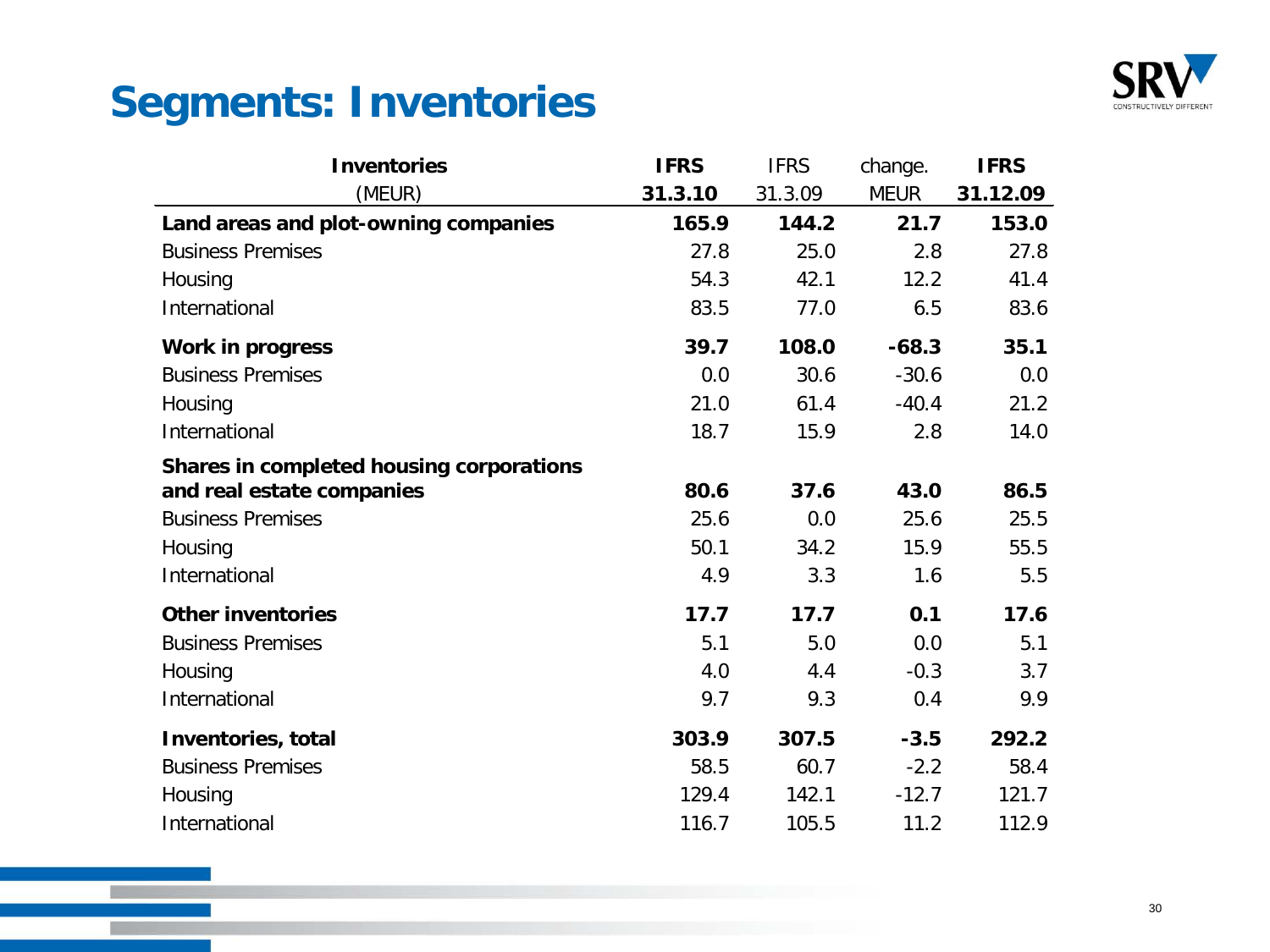# Segments: Inventories

| Inventories (MEUR) | IFRS 31.3.10 | IFRS 31.3.09 | change. MEUR | IFRS 31.12.09 |
|---|---|---|---|---|
| **Land areas and plot-owning companies** | **165.9** | **144.2** | **21.7** | **153.0** |
| Business Premises | 27.8 | 25.0 | 2.8 | 27.8 |
| Housing | 54.3 | 42.1 | 12.2 | 41.4 |
| International | 83.5 | 77.0 | 6.5 | 83.6 |
| **Work in progress** | **39.7** | **108.0** | **-68.3** | **35.1** |
| Business Premises | 0.0 | 30.6 | -30.6 | 0.0 |
| Housing | 21.0 | 61.4 | -40.4 | 21.2 |
| International | 18.7 | 15.9 | 2.8 | 14.0 |
| **Shares in completed housing corporations and real estate companies** | **80.6** | **37.6** | **43.0** | **86.5** |
| Business Premises | 25.6 | 0.0 | 25.6 | 25.5 |
| Housing | 50.1 | 34.2 | 15.9 | 55.5 |
| International | 4.9 | 3.3 | 1.6 | 5.5 |
| **Other inventories** | **17.7** | **17.7** | **0.1** | **17.6** |
| Business Premises | 5.1 | 5.0 | 0.0 | 5.1 |
| Housing | 4.0 | 4.4 | -0.3 | 3.7 |
| International | 9.7 | 9.3 | 0.4 | 9.9 |
| **Inventories, total** | **303.9** | **307.5** | **-3.5** | **292.2** |
| Business Premises | 58.5 | 60.7 | -2.2 | 58.4 |
| Housing | 129.4 | 142.1 | -12.7 | 121.7 |
| International | 116.7 | 105.5 | 11.2 | 112.9 |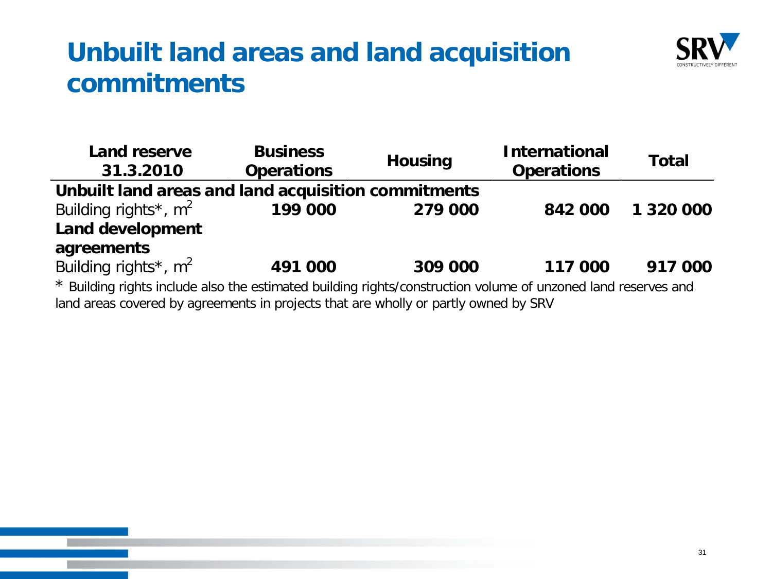# Unbuilt land areas and land acquisition commitments

| Land reserve 31.3.2010 | Business Operations | Housing | International Operations | Total |
|---|---|---|---|---|
| **Unbuilt land areas and land acquisition commitments** | | | | |
| Building rights*, $m^2$ | **199 000** | **279 000** | **842 000** | **1 320 000** |
| **Land development agreements** | | | | |
| Building rights*, $m^2$ | **491 000** | **309 000** | **117 000** | **917 000** |

* Building rights include also the estimated building rights/construction volume of unzoned land reserves and land areas covered by agreements in projects that are wholly or partly owned by SRV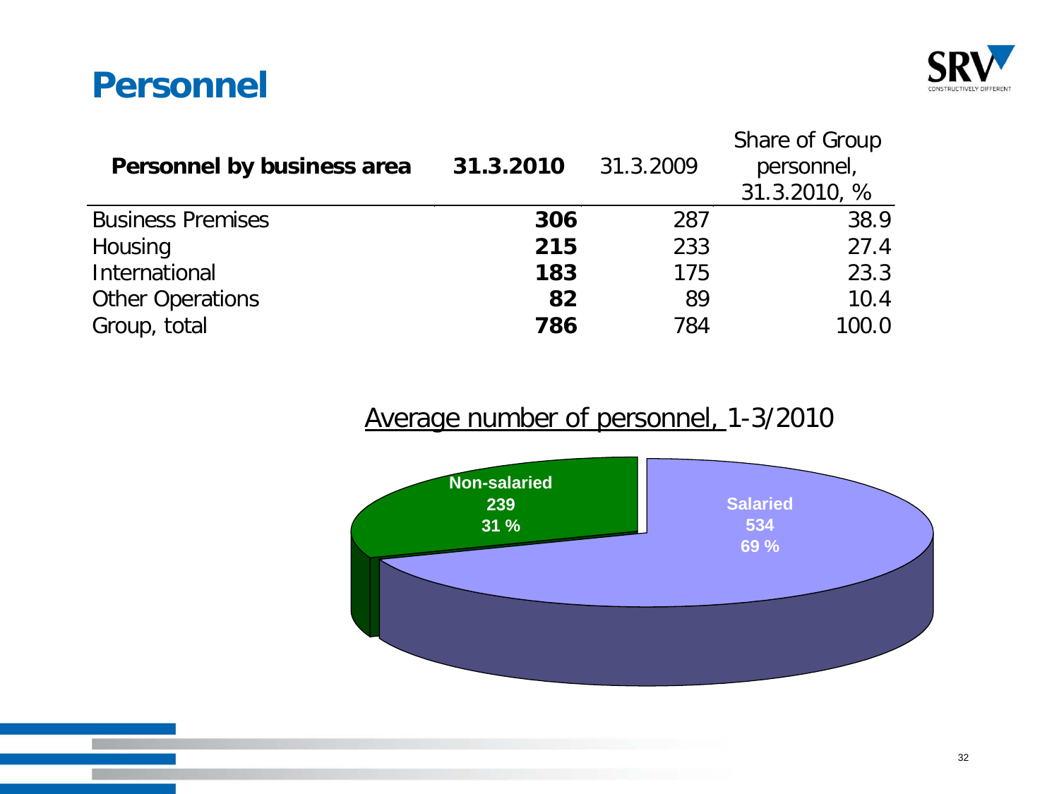# Personnel

| Personnel by business area | 31.3.2010 | 31.3.2009 | Share of Group personnel, 31.3.2010, % |
|---|---|---|---|
| Business Premises | **306** | 287 | 38.9 |
| Housing | **215** | 233 | 27.4 |
| International | **183** | 175 | 23.3 |
| Other Operations | **82** | 89 | 10.4 |
| Group, total | **786** | 784 | 100.0 |

Average number of personnel, 1-3/2010

- Non-salaried: 239 (31 %)
- Salaried: 534 (69 %)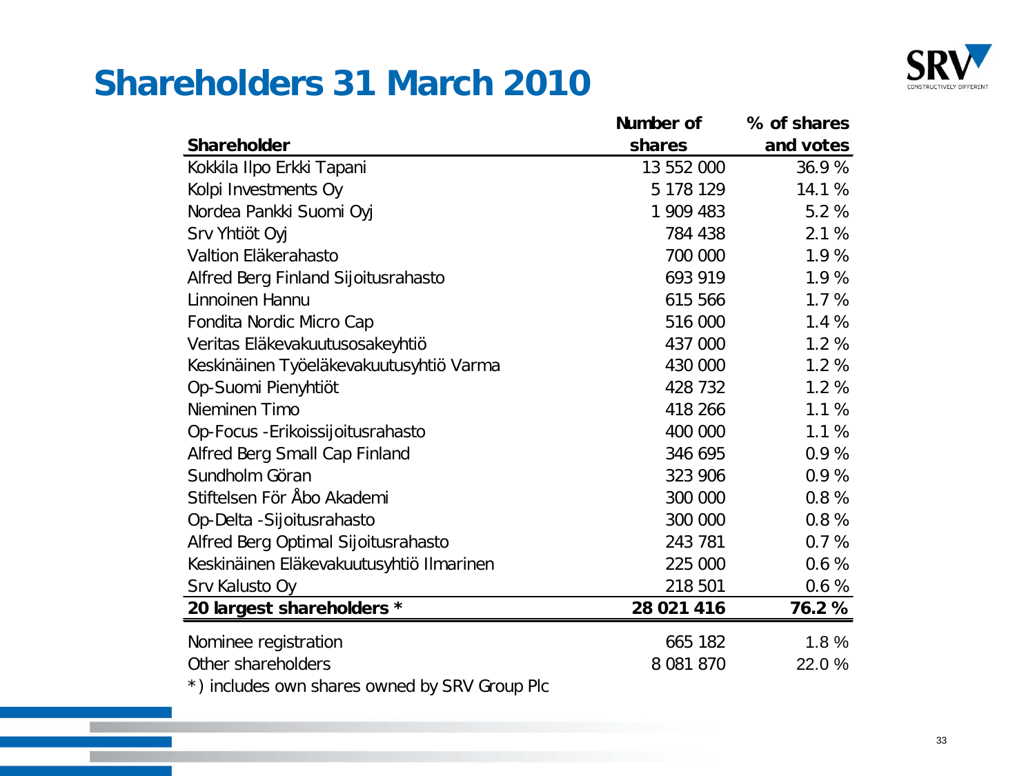# Shareholders 31 March 2010

| Shareholder | Number of shares | % of shares and votes |
|---|---|---|
| Kokkila Ilpo Erkki Tapani | 13 552 000 | 36.9 % |
| Kolpi Investments Oy | 5 178 129 | 14.1 % |
| Nordea Pankki Suomi Oyj | 1 909 483 | 5.2 % |
| Srv Yhtiöt Oyj | 784 438 | 2.1 % |
| Valtion Eläkerahasto | 700 000 | 1.9 % |
| Alfred Berg Finland Sijoitusrahasto | 693 919 | 1.9 % |
| Linnoinen Hannu | 615 566 | 1.7 % |
| Fondita Nordic Micro Cap | 516 000 | 1.4 % |
| Veritas Eläkevakuutusosakeyhtiö | 437 000 | 1.2 % |
| Keskinäinen Työeläkevakuutusyhtiö Varma | 430 000 | 1.2 % |
| Op-Suomi Pienyhtiöt | 428 732 | 1.2 % |
| Nieminen Timo | 418 266 | 1.1 % |
| Op-Focus -Erikoissijoitusrahasto | 400 000 | 1.1 % |
| Alfred Berg Small Cap Finland | 346 695 | 0.9 % |
| Sundholm Göran | 323 906 | 0.9 % |
| Stiftelsen För Åbo Akademi | 300 000 | 0.8 % |
| Op-Delta -Sijoitusrahasto | 300 000 | 0.8 % |
| Alfred Berg Optimal Sijoitusrahasto | 243 781 | 0.7 % |
| Keskinäinen Eläkevakuutusyhtiö Ilmarinen | 225 000 | 0.6 % |
| Srv Kalusto Oy | 218 501 | 0.6 % |
| **20 largest shareholders *** | **28 021 416** | **76.2 %** |
| Nominee registration | 665 182 | 1.8 % |
| Other shareholders | 8 081 870 | 22.0 % |

*) includes own shares owned by SRV Group Plc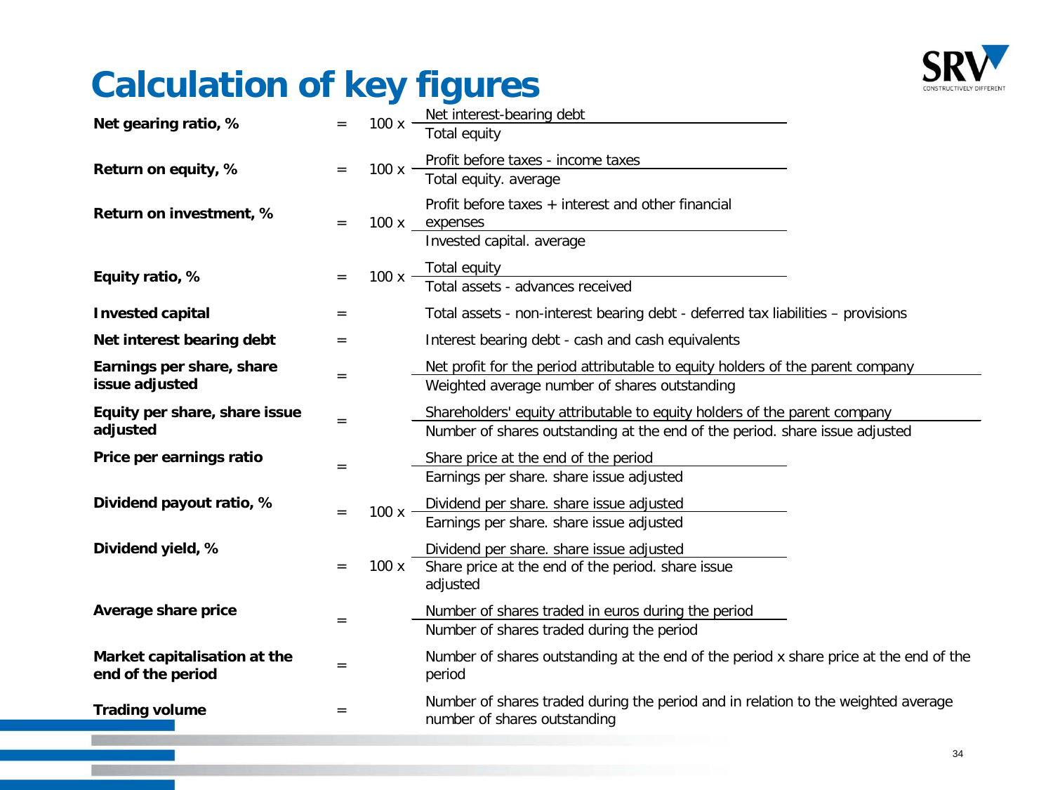# Calculation of key figures

**Net gearing ratio, %** = $100 \times \frac{\text{Net interest-bearing debt}}{\text{Total equity}}$

**Return on equity, %** = $100 \times \frac{\text{Profit before taxes - income taxes}}{\text{Total equity. average}}$

**Return on investment, %** = $100 \times \frac{\text{Profit before taxes + interest and other financial expenses}}{\text{Invested capital. average}}$

**Equity ratio, %** = $100 \times \frac{\text{Total equity}}{\text{Total assets - advances received}}$

**Invested capital** = Total assets - non-interest bearing debt - deferred tax liabilities – provisions

**Net interest bearing debt** = Interest bearing debt - cash and cash equivalents

**Earnings per share, share issue adjusted** = $\frac{\text{Net profit for the period attributable to equity holders of the parent company}}{\text{Weighted average number of shares outstanding}}$

**Equity per share, share issue adjusted** = $\frac{\text{Shareholders' equity attributable to equity holders of the parent company}}{\text{Number of shares outstanding at the end of the period. share issue adjusted}}$

**Price per earnings ratio** = $\frac{\text{Share price at the end of the period}}{\text{Earnings per share. share issue adjusted}}$

**Dividend payout ratio, %** = $100 \times \frac{\text{Dividend per share. share issue adjusted}}{\text{Earnings per share. share issue adjusted}}$

**Dividend yield, %** = $100 \times \frac{\text{Dividend per share. share issue adjusted}}{\text{Share price at the end of the period. share issue adjusted}}$

**Average share price** = $\frac{\text{Number of shares traded in euros during the period}}{\text{Number of shares traded during the period}}$

**Market capitalisation at the end of the period** = Number of shares outstanding at the end of the period x share price at the end of the period

**Trading volume** = Number of shares traded during the period and in relation to the weighted average number of shares outstanding